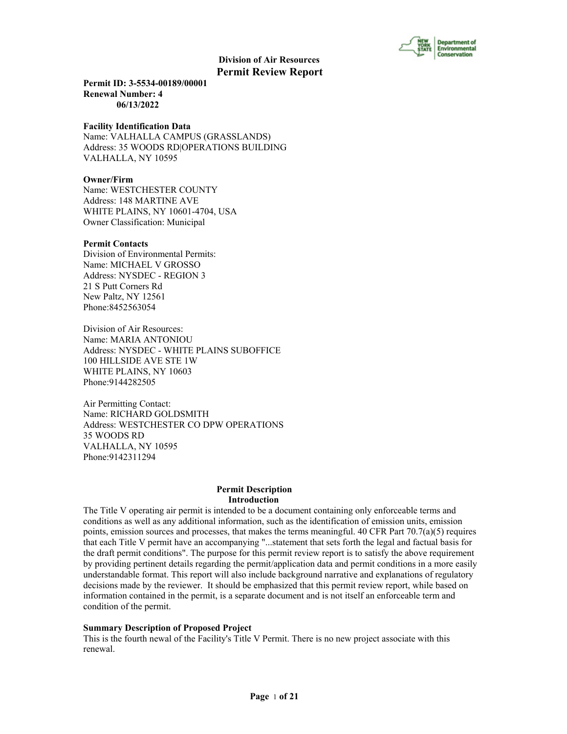# Division of Air Resources

## Permit Review Report

**Permit ID: 3-5534-00189/00001**
**Renewal Number: 4**
**06/13/2022**

### Facility Identification Data

Name: VALHALLA CAMPUS (GRASSLANDS)
Address: 35 WOODS RD|OPERATIONS BUILDING
VALHALLA, NY 10595

### Owner/Firm

Name: WESTCHESTER COUNTY
Address: 148 MARTINE AVE
WHITE PLAINS, NY 10601-4704, USA
Owner Classification: Municipal

### Permit Contacts

Division of Environmental Permits:
Name: MICHAEL V GROSSO
Address: NYSDEC - REGION 3
21 S Putt Corners Rd
New Paltz, NY 12561
Phone:8452563054

Division of Air Resources:
Name: MARIA ANTONIOU
Address: NYSDEC - WHITE PLAINS SUBOFFICE
100 HILLSIDE AVE STE 1W
WHITE PLAINS, NY 10603
Phone:9144282505

Air Permitting Contact:
Name: RICHARD GOLDSMITH
Address: WESTCHESTER CO DPW OPERATIONS
35 WOODS RD
VALHALLA, NY 10595
Phone:9142311294

## Permit Description

### Introduction

The Title V operating air permit is intended to be a document containing only enforceable terms and conditions as well as any additional information, such as the identification of emission units, emission points, emission sources and processes, that makes the terms meaningful. 40 CFR Part 70.7(a)(5) requires that each Title V permit have an accompanying "...statement that sets forth the legal and factual basis for the draft permit conditions". The purpose for this permit review report is to satisfy the above requirement by providing pertinent details regarding the permit/application data and permit conditions in a more easily understandable format. This report will also include background narrative and explanations of regulatory decisions made by the reviewer. It should be emphasized that this permit review report, while based on information contained in the permit, is a separate document and is not itself an enforceable term and condition of the permit.

### Summary Description of Proposed Project

This is the fourth newal of the Facility's Title V Permit. There is no new project associate with this renewal.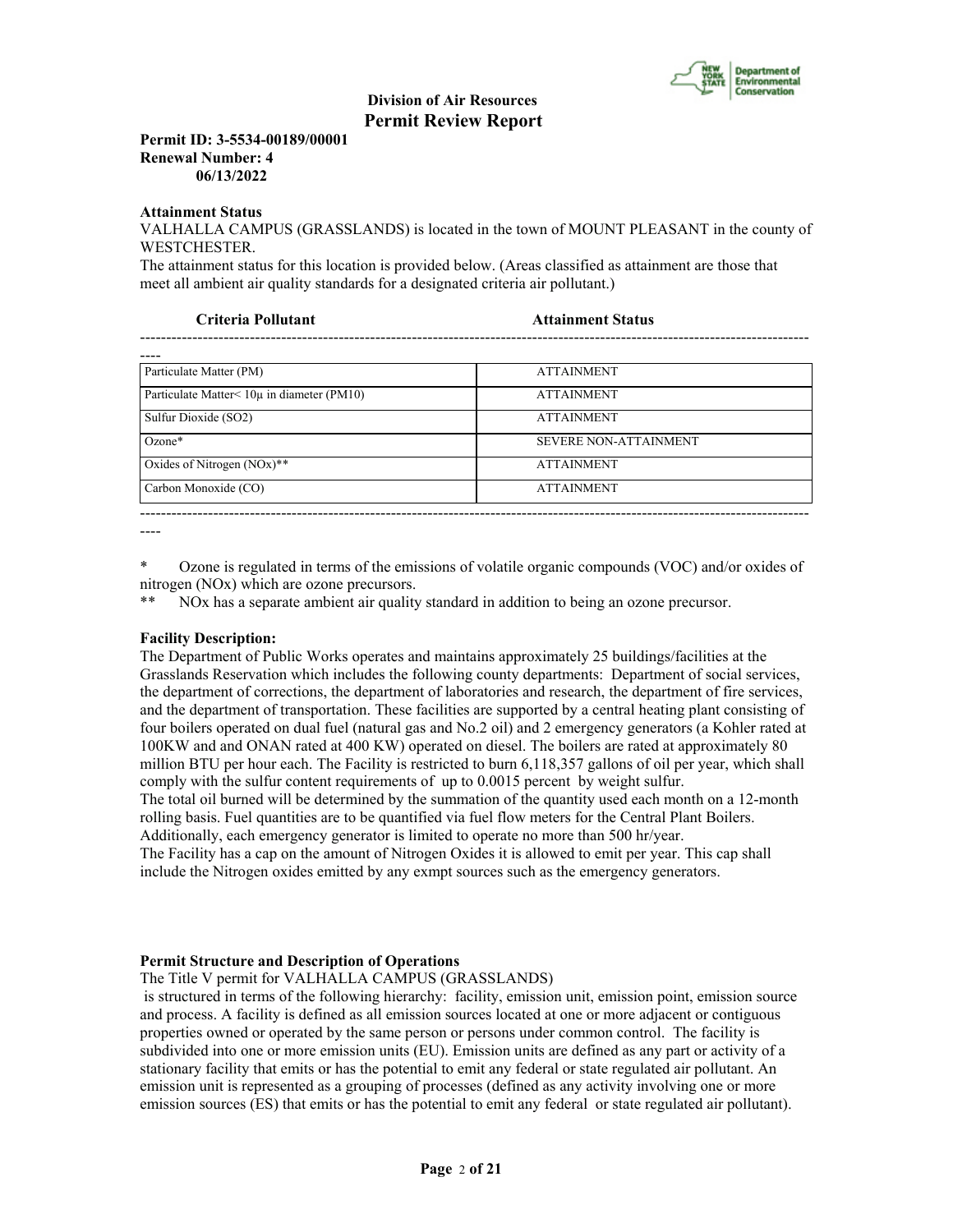**Division of Air Resources**
**Permit Review Report**

**Permit ID: 3-5534-00189/00001**
**Renewal Number: 4**
**06/13/2022**

**Attainment Status**

VALHALLA CAMPUS (GRASSLANDS) is located in the town of MOUNT PLEASANT in the county of WESTCHESTER.
The attainment status for this location is provided below. (Areas classified as attainment are those that meet all ambient air quality standards for a designated criteria air pollutant.)

| Criteria Pollutant | Attainment Status |
| --- | --- |
| Particulate Matter (PM) | ATTAINMENT |
| Particulate Matter< 10μ in diameter (PM10) | ATTAINMENT |
| Sulfur Dioxide (SO2) | ATTAINMENT |
| Ozone* | SEVERE NON-ATTAINMENT |
| Oxides of Nitrogen (NOx)** | ATTAINMENT |
| Carbon Monoxide (CO) | ATTAINMENT |

\* Ozone is regulated in terms of the emissions of volatile organic compounds (VOC) and/or oxides of nitrogen (NOx) which are ozone precursors.
\*\* NOx has a separate ambient air quality standard in addition to being an ozone precursor.

**Facility Description:**

The Department of Public Works operates and maintains approximately 25 buildings/facilities at the Grasslands Reservation which includes the following county departments: Department of social services, the department of corrections, the department of laboratories and research, the department of fire services, and the department of transportation. These facilities are supported by a central heating plant consisting of four boilers operated on dual fuel (natural gas and No.2 oil) and 2 emergency generators (a Kohler rated at 100KW and and ONAN rated at 400 KW) operated on diesel. The boilers are rated at approximately 80 million BTU per hour each. The Facility is restricted to burn 6,118,357 gallons of oil per year, which shall comply with the sulfur content requirements of up to 0.0015 percent by weight sulfur.
The total oil burned will be determined by the summation of the quantity used each month on a 12-month rolling basis. Fuel quantities are to be quantified via fuel flow meters for the Central Plant Boilers. Additionally, each emergency generator is limited to operate no more than 500 hr/year.
The Facility has a cap on the amount of Nitrogen Oxides it is allowed to emit per year. This cap shall include the Nitrogen oxides emitted by any exmpt sources such as the emergency generators.

**Permit Structure and Description of Operations**

The Title V permit for VALHALLA CAMPUS (GRASSLANDS)
is structured in terms of the following hierarchy: facility, emission unit, emission point, emission source and process. A facility is defined as all emission sources located at one or more adjacent or contiguous properties owned or operated by the same person or persons under common control. The facility is subdivided into one or more emission units (EU). Emission units are defined as any part or activity of a stationary facility that emits or has the potential to emit any federal or state regulated air pollutant. An emission unit is represented as a grouping of processes (defined as any activity involving one or more emission sources (ES) that emits or has the potential to emit any federal or state regulated air pollutant).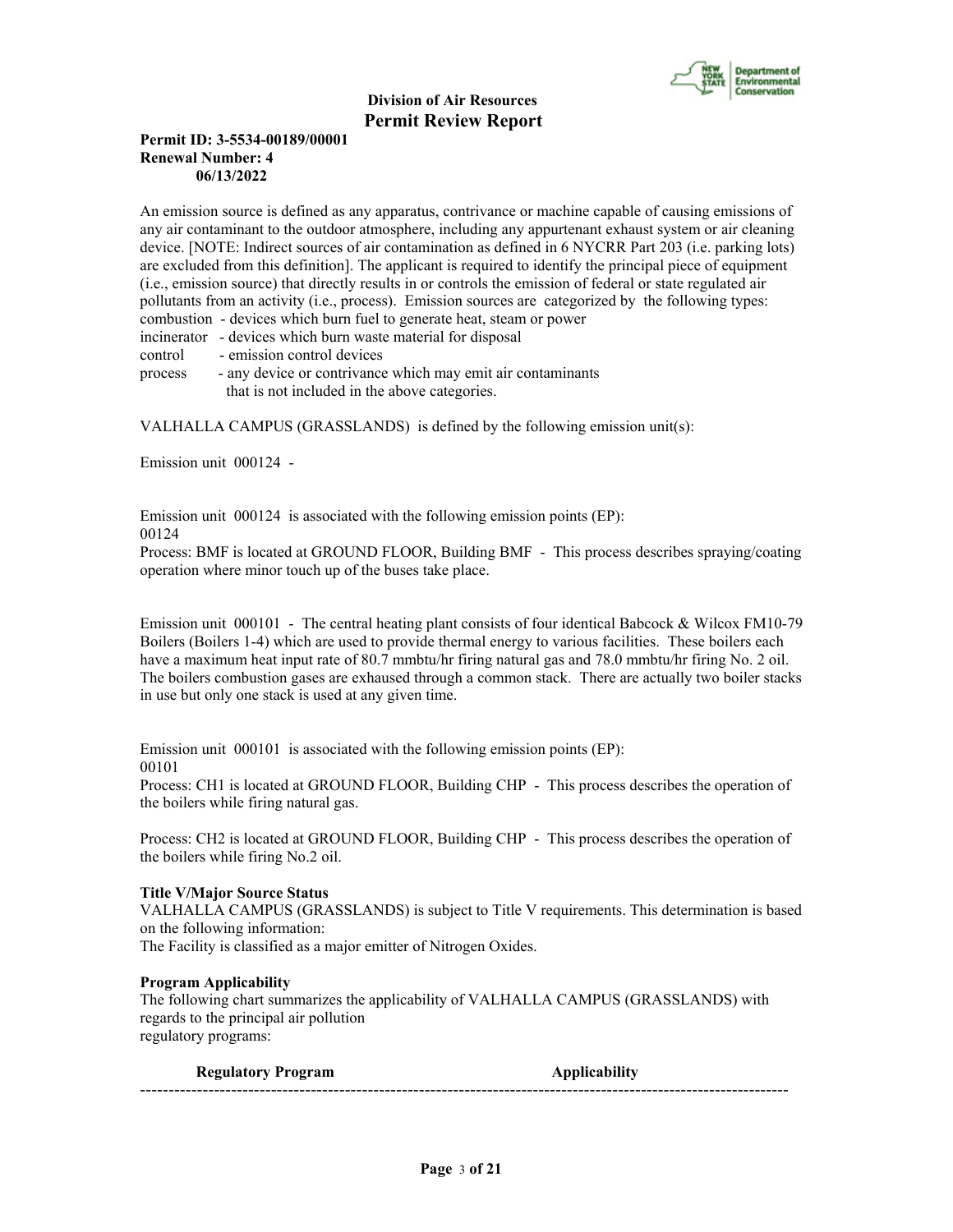**Division of Air Resources**
**Permit Review Report**

**Permit ID: 3-5534-00189/00001**
**Renewal Number: 4**
**06/13/2022**

An emission source is defined as any apparatus, contrivance or machine capable of causing emissions of any air contaminant to the outdoor atmosphere, including any appurtenant exhaust system or air cleaning device. [NOTE: Indirect sources of air contamination as defined in 6 NYCRR Part 203 (i.e. parking lots) are excluded from this definition]. The applicant is required to identify the principal piece of equipment (i.e., emission source) that directly results in or controls the emission of federal or state regulated air pollutants from an activity (i.e., process). Emission sources are categorized by the following types:

combustion - devices which burn fuel to generate heat, steam or power
incinerator - devices which burn waste material for disposal
control - emission control devices
process - any device or contrivance which may emit air contaminants that is not included in the above categories.

VALHALLA CAMPUS (GRASSLANDS) is defined by the following emission unit(s):

Emission unit 000124 -

Emission unit 000124 is associated with the following emission points (EP):
00124
Process: BMF is located at GROUND FLOOR, Building BMF - This process describes spraying/coating operation where minor touch up of the buses take place.

Emission unit 000101 - The central heating plant consists of four identical Babcock & Wilcox FM10-79 Boilers (Boilers 1-4) which are used to provide thermal energy to various facilities. These boilers each have a maximum heat input rate of 80.7 mmbtu/hr firing natural gas and 78.0 mmbtu/hr firing No. 2 oil. The boilers combustion gases are exhausted through a common stack. There are actually two boiler stacks in use but only one stack is used at any given time.

Emission unit 000101 is associated with the following emission points (EP):
00101
Process: CH1 is located at GROUND FLOOR, Building CHP - This process describes the operation of the boilers while firing natural gas.

Process: CH2 is located at GROUND FLOOR, Building CHP - This process describes the operation of the boilers while firing No.2 oil.

**Title V/Major Source Status**
VALHALLA CAMPUS (GRASSLANDS) is subject to Title V requirements. This determination is based on the following information:
The Facility is classified as a major emitter of Nitrogen Oxides.

**Program Applicability**
The following chart summarizes the applicability of VALHALLA CAMPUS (GRASSLANDS) with regards to the principal air pollution regulatory programs:

| Regulatory Program | Applicability |
|---|---|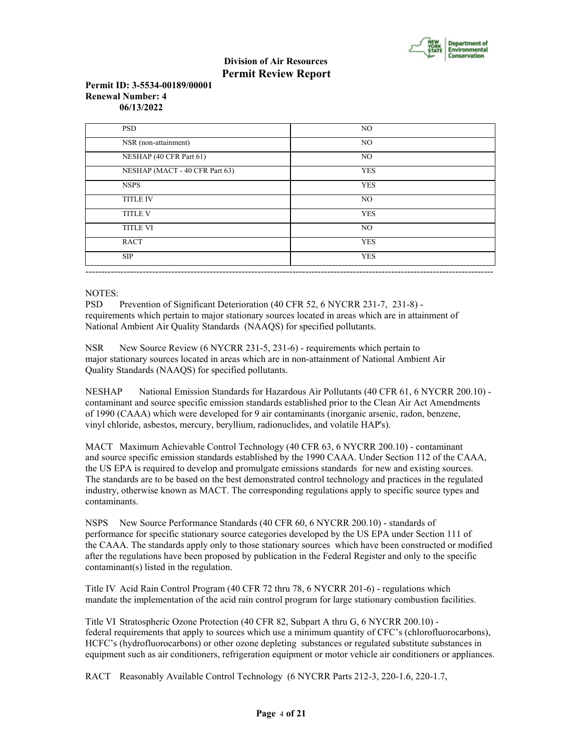| PSD | NO |
| --- | --- |
| NSR (non-attainment) | NO |
| NESHAP (40 CFR Part 61) | NO |
| NESHAP (MACT - 40 CFR Part 63) | YES |
| NSPS | YES |
| TITLE IV | NO |
| TITLE V | YES |
| TITLE VI | NO |
| RACT | YES |
| SIP | YES |

NOTES:

PSD Prevention of Significant Deterioration (40 CFR 52, 6 NYCRR 231-7, 231-8) - requirements which pertain to major stationary sources located in areas which are in attainment of National Ambient Air Quality Standards (NAAQS) for specified pollutants.

NSR New Source Review (6 NYCRR 231-5, 231-6) - requirements which pertain to major stationary sources located in areas which are in non-attainment of National Ambient Air Quality Standards (NAAQS) for specified pollutants.

NESHAP National Emission Standards for Hazardous Air Pollutants (40 CFR 61, 6 NYCRR 200.10) - contaminant and source specific emission standards established prior to the Clean Air Act Amendments of 1990 (CAAA) which were developed for 9 air contaminants (inorganic arsenic, radon, benzene, vinyl chloride, asbestos, mercury, beryllium, radionuclides, and volatile HAP's).

MACT Maximum Achievable Control Technology (40 CFR 63, 6 NYCRR 200.10) - contaminant and source specific emission standards established by the 1990 CAAA. Under Section 112 of the CAAA, the US EPA is required to develop and promulgate emissions standards for new and existing sources. The standards are to be based on the best demonstrated control technology and practices in the regulated industry, otherwise known as MACT. The corresponding regulations apply to specific source types and contaminants.

NSPS New Source Performance Standards (40 CFR 60, 6 NYCRR 200.10) - standards of performance for specific stationary source categories developed by the US EPA under Section 111 of the CAAA. The standards apply only to those stationary sources which have been constructed or modified after the regulations have been proposed by publication in the Federal Register and only to the specific contaminant(s) listed in the regulation.

Title IV Acid Rain Control Program (40 CFR 72 thru 78, 6 NYCRR 201-6) - regulations which mandate the implementation of the acid rain control program for large stationary combustion facilities.

Title VI Stratospheric Ozone Protection (40 CFR 82, Subpart A thru G, 6 NYCRR 200.10) - federal requirements that apply to sources which use a minimum quantity of CFC's (chlorofluorocarbons), HCFC's (hydrofluorocarbons) or other ozone depleting substances or regulated substitute substances in equipment such as air conditioners, refrigeration equipment or motor vehicle air conditioners or appliances.

RACT Reasonably Available Control Technology (6 NYCRR Parts 212-3, 220-1.6, 220-1.7,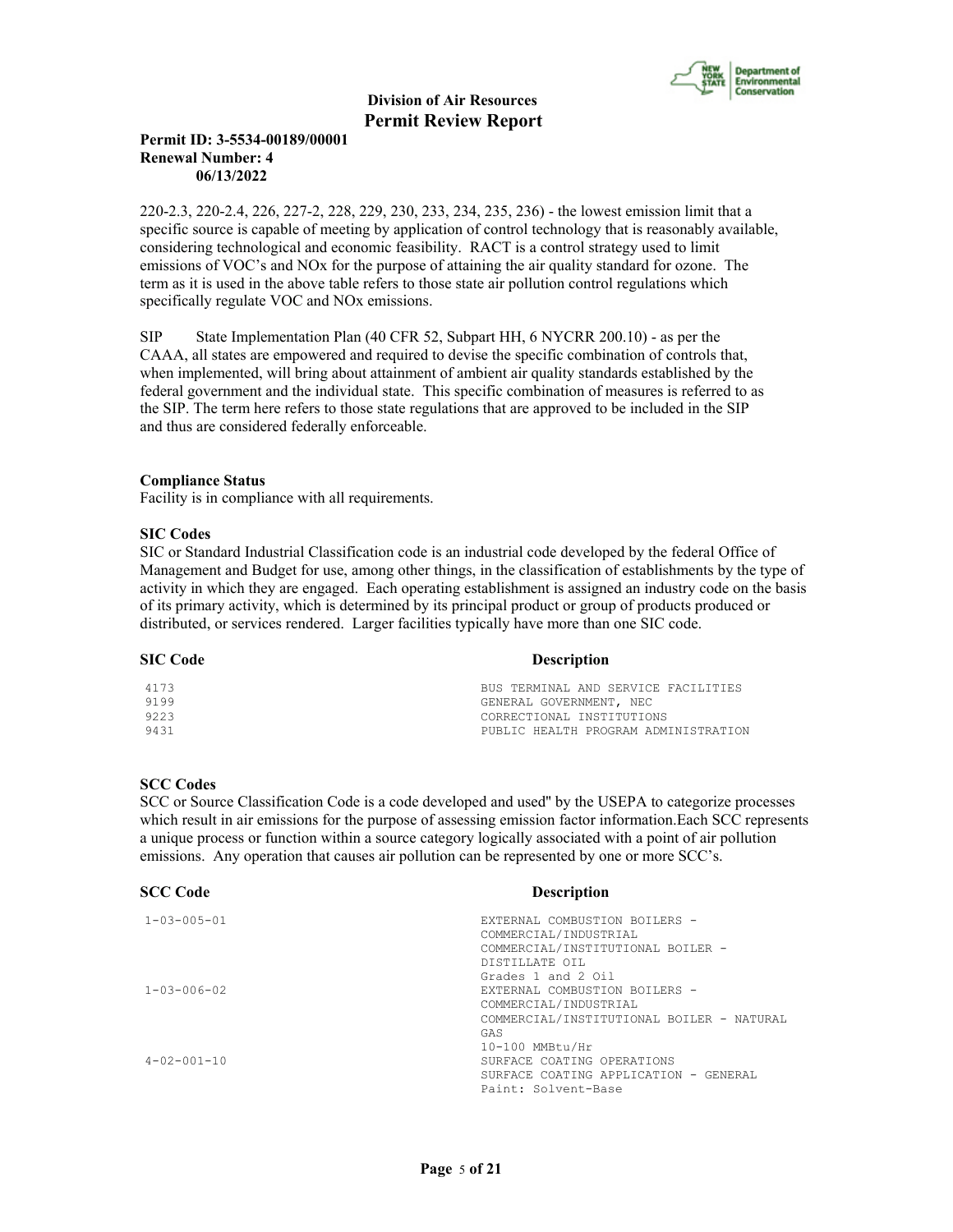220-2.3, 220-2.4, 226, 227-2, 228, 229, 230, 233, 234, 235, 236) - the lowest emission limit that a specific source is capable of meeting by application of control technology that is reasonably available, considering technological and economic feasibility. RACT is a control strategy used to limit emissions of VOC's and NOx for the purpose of attaining the air quality standard for ozone. The term as it is used in the above table refers to those state air pollution control regulations which specifically regulate VOC and NOx emissions.

SIP State Implementation Plan (40 CFR 52, Subpart HH, 6 NYCRR 200.10) - as per the CAAA, all states are empowered and required to devise the specific combination of controls that, when implemented, will bring about attainment of ambient air quality standards established by the federal government and the individual state. This specific combination of measures is referred to as the SIP. The term here refers to those state regulations that are approved to be included in the SIP and thus are considered federally enforceable.

**Compliance Status**

Facility is in compliance with all requirements.

**SIC Codes**

SIC or Standard Industrial Classification code is an industrial code developed by the federal Office of Management and Budget for use, among other things, in the classification of establishments by the type of activity in which they are engaged. Each operating establishment is assigned an industry code on the basis of its primary activity, which is determined by its principal product or group of products produced or distributed, or services rendered. Larger facilities typically have more than one SIC code.

| SIC Code | Description |
|---|---|
| 4173 | BUS TERMINAL AND SERVICE FACILITIES |
| 9199 | GENERAL GOVERNMENT, NEC |
| 9223 | CORRECTIONAL INSTITUTIONS |
| 9431 | PUBLIC HEALTH PROGRAM ADMINISTRATION |

**SCC Codes**

SCC or Source Classification Code is a code developed and used'' by the USEPA to categorize processes which result in air emissions for the purpose of assessing emission factor information.Each SCC represents a unique process or function within a source category logically associated with a point of air pollution emissions. Any operation that causes air pollution can be represented by one or more SCC's.

| SCC Code | Description |
|---|---|
| 1-03-005-01 | EXTERNAL COMBUSTION BOILERS - COMMERCIAL/INDUSTRIAL COMMERCIAL/INSTITUTIONAL BOILER - DISTILLATE OIL Grades 1 and 2 Oil |
| 1-03-006-02 | EXTERNAL COMBUSTION BOILERS - COMMERCIAL/INDUSTRIAL COMMERCIAL/INSTITUTIONAL BOILER - NATURAL GAS 10-100 MMBtu/Hr |
| 4-02-001-10 | SURFACE COATING OPERATIONS SURFACE COATING APPLICATION - GENERAL Paint: Solvent-Base |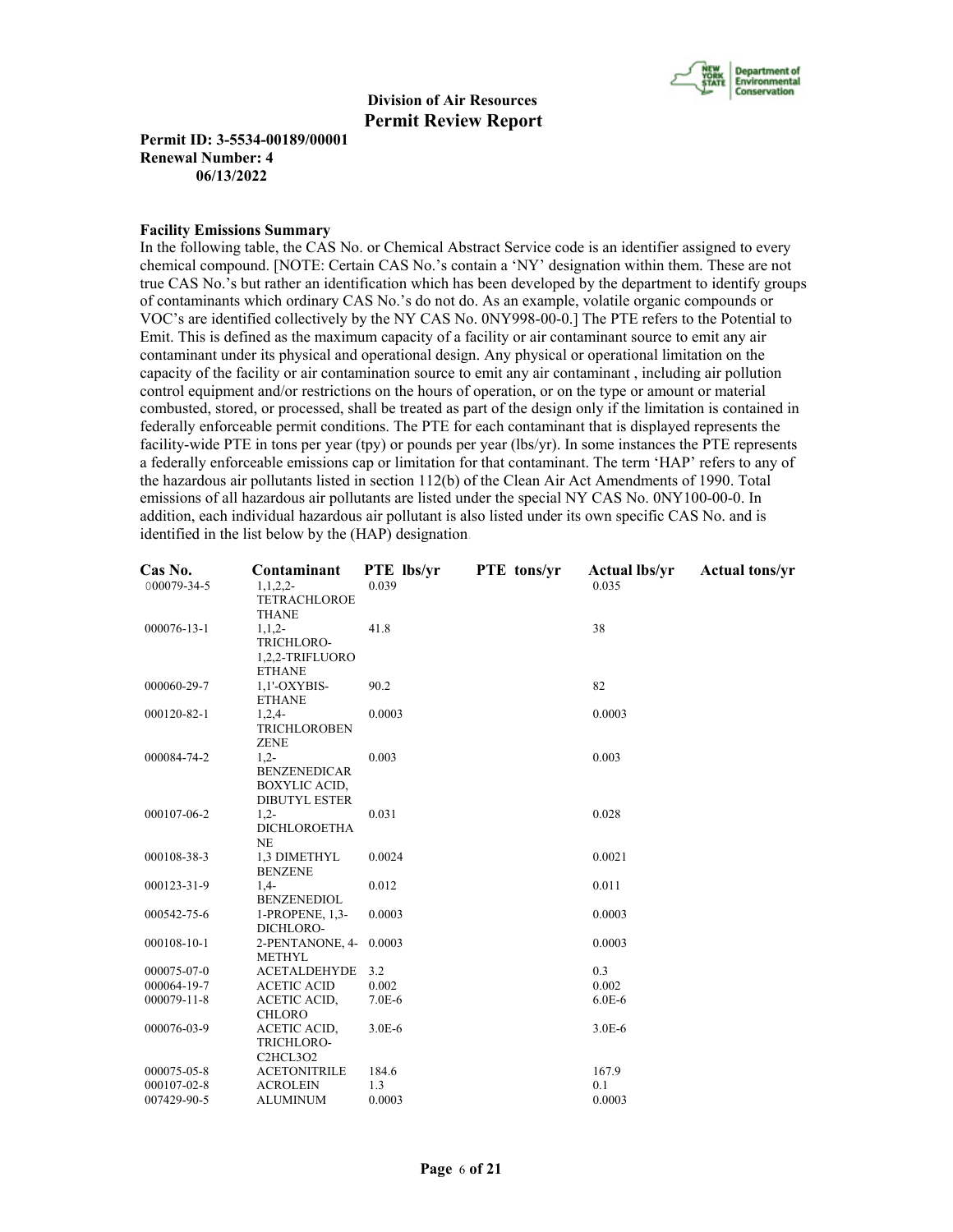**Division of Air Resources**
**Permit Review Report**

**Permit ID: 3-5534-00189/00001**
**Renewal Number: 4**
**06/13/2022**

**Facility Emissions Summary**

In the following table, the CAS No. or Chemical Abstract Service code is an identifier assigned to every chemical compound. [NOTE: Certain CAS No.'s contain a 'NY' designation within them. These are not true CAS No.'s but rather an identification which has been developed by the department to identify groups of contaminants which ordinary CAS No.'s do not do. As an example, volatile organic compounds or VOC's are identified collectively by the NY CAS No. 0NY998-00-0.] The PTE refers to the Potential to Emit. This is defined as the maximum capacity of a facility or air contaminant source to emit any air contaminant under its physical and operational design. Any physical or operational limitation on the capacity of the facility or air contamination source to emit any air contaminant , including air pollution control equipment and/or restrictions on the hours of operation, or on the type or amount or material combusted, stored, or processed, shall be treated as part of the design only if the limitation is contained in federally enforceable permit conditions. The PTE for each contaminant that is displayed represents the facility-wide PTE in tons per year (tpy) or pounds per year (lbs/yr). In some instances the PTE represents a federally enforceable emissions cap or limitation for that contaminant. The term 'HAP' refers to any of the hazardous air pollutants listed in section 112(b) of the Clean Air Act Amendments of 1990. Total emissions of all hazardous air pollutants are listed under the special NY CAS No. 0NY100-00-0. In addition, each individual hazardous air pollutant is also listed under its own specific CAS No. and is identified in the list below by the (HAP) designation.

| Cas No. | Contaminant | PTE lbs/yr | PTE tons/yr | Actual lbs/yr | Actual tons/yr |
|---|---|---|---|---|---|
| 000079-34-5 | 1,1,2,2-TETRACHLOROETHANE | 0.039 | | 0.035 | |
| 000076-13-1 | 1,1,2-TRICHLORO-1,2,2-TRIFLUOROETHANE | 41.8 | | 38 | |
| 000060-29-7 | 1,1'-OXYBIS-ETHANE | 90.2 | | 82 | |
| 000120-82-1 | 1,2,4-TRICHLOROBENZENE | 0.0003 | | 0.0003 | |
| 000084-74-2 | 1,2-BENZENEDICARBOXYLIC ACID, DIBUTYL ESTER | 0.003 | | 0.003 | |
| 000107-06-2 | 1,2-DICHLOROETHANE | 0.031 | | 0.028 | |
| 000108-38-3 | 1,3 DIMETHYL BENZENE | 0.0024 | | 0.0021 | |
| 000123-31-9 | 1,4-BENZENEDIOL | 0.012 | | 0.011 | |
| 000542-75-6 | 1-PROPENE, 1,3-DICHLORO- | 0.0003 | | 0.0003 | |
| 000108-10-1 | 2-PENTANONE, 4-METHYL | 0.0003 | | 0.0003 | |
| 000075-07-0 | ACETALDEHYDE | 3.2 | | 0.3 | |
| 000064-19-7 | ACETIC ACID | 0.002 | | 0.002 | |
| 000079-11-8 | ACETIC ACID, CHLORO | 7.0E-6 | | 6.0E-6 | |
| 000076-03-9 | ACETIC ACID, TRICHLORO-C2HCL3O2 | 3.0E-6 | | 3.0E-6 | |
| 000075-05-8 | ACETONITRILE | 184.6 | | 167.9 | |
| 000107-02-8 | ACROLEIN | 1.3 | | 0.1 | |
| 007429-90-5 | ALUMINUM | 0.0003 | | 0.0003 | |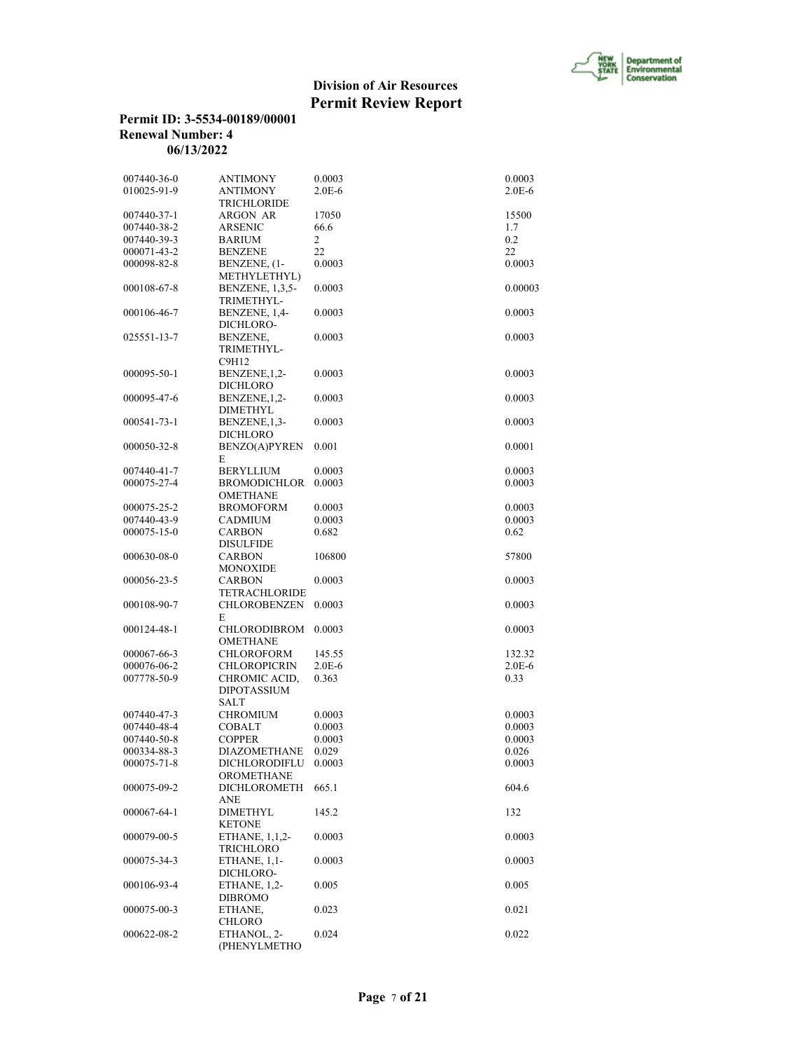**Division of Air Resources**
**Permit Review Report**

**Permit ID: 3-5534-00189/00001**
**Renewal Number: 4**
**06/13/2022**

| | | | |
|---|---|---|---|
| 007440-36-0 | ANTIMONY | 0.0003 | 0.0003 |
| 010025-91-9 | ANTIMONY TRICHLORIDE | 2.0E-6 | 2.0E-6 |
| 007440-37-1 | ARGON AR | 17050 | 15500 |
| 007440-38-2 | ARSENIC | 66.6 | 1.7 |
| 007440-39-3 | BARIUM | 2 | 0.2 |
| 000071-43-2 | BENZENE | 22 | 22 |
| 000098-82-8 | BENZENE, (1-METHYLETHYL) | 0.0003 | 0.0003 |
| 000108-67-8 | BENZENE, 1,3,5-TRIMETHYL- | 0.0003 | 0.00003 |
| 000106-46-7 | BENZENE, 1,4-DICHLORO- | 0.0003 | 0.0003 |
| 025551-13-7 | BENZENE, TRIMETHYL- C9H12 | 0.0003 | 0.0003 |
| 000095-50-1 | BENZENE,1,2-DICHLORO | 0.0003 | 0.0003 |
| 000095-47-6 | BENZENE,1,2-DIMETHYL | 0.0003 | 0.0003 |
| 000541-73-1 | BENZENE,1,3-DICHLORO | 0.0003 | 0.0003 |
| 000050-32-8 | BENZO(A)PYRENE | 0.001 | 0.0001 |
| 007440-41-7 | BERYLLIUM | 0.0003 | 0.0003 |
| 000075-27-4 | BROMODICHLOROMETHANE | 0.0003 | 0.0003 |
| 000075-25-2 | BROMOFORM | 0.0003 | 0.0003 |
| 007440-43-9 | CADMIUM | 0.0003 | 0.0003 |
| 000075-15-0 | CARBON DISULFIDE | 0.682 | 0.62 |
| 000630-08-0 | CARBON MONOXIDE | 106800 | 57800 |
| 000056-23-5 | CARBON TETRACHLORIDE | 0.0003 | 0.0003 |
| 000108-90-7 | CHLOROBENZENE | 0.0003 | 0.0003 |
| 000124-48-1 | CHLORODIBROMOMETHANE | 0.0003 | 0.0003 |
| 000067-66-3 | CHLOROFORM | 145.55 | 132.32 |
| 000076-06-2 | CHLOROPICRIN | 2.0E-6 | 2.0E-6 |
| 007778-50-9 | CHROMIC ACID, DIPOTASSIUM SALT | 0.363 | 0.33 |
| 007440-47-3 | CHROMIUM | 0.0003 | 0.0003 |
| 007440-48-4 | COBALT | 0.0003 | 0.0003 |
| 007440-50-8 | COPPER | 0.0003 | 0.0003 |
| 000334-88-3 | DIAZOMETHANE | 0.029 | 0.026 |
| 000075-71-8 | DICHLORODIFLUOROMETHANE | 0.0003 | 0.0003 |
| 000075-09-2 | DICHLOROMETHANE | 665.1 | 604.6 |
| 000067-64-1 | DIMETHYL KETONE | 145.2 | 132 |
| 000079-00-5 | ETHANE, 1,1,2-TRICHLORO | 0.0003 | 0.0003 |
| 000075-34-3 | ETHANE, 1,1-DICHLORO- | 0.0003 | 0.0003 |
| 000106-93-4 | ETHANE, 1,2-DIBROMO | 0.005 | 0.005 |
| 000075-00-3 | ETHANE, CHLORO | 0.023 | 0.021 |
| 000622-08-2 | ETHANOL, 2-(PHENYLMETHO | 0.024 | 0.022 |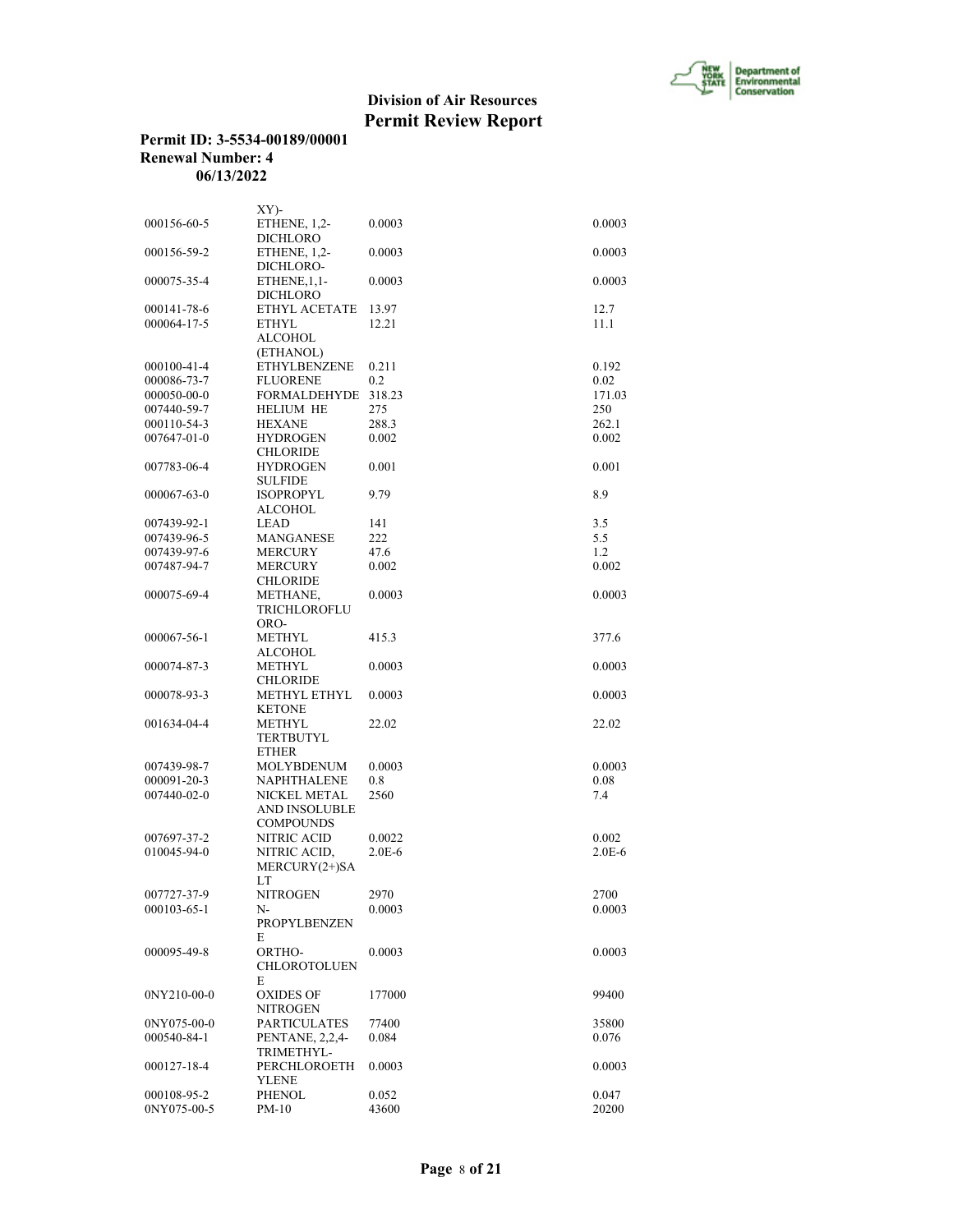**Division of Air Resources**
**Permit Review Report**

**Permit ID: 3-5534-00189/00001**
**Renewal Number: 4**
**06/13/2022**

| | | | |
|---|---|---|---|
| | XY)- | | |
| 000156-60-5 | ETHENE, 1,2-DICHLORO | 0.0003 | 0.0003 |
| 000156-59-2 | ETHENE, 1,2-DICHLORO- | 0.0003 | 0.0003 |
| 000075-35-4 | ETHENE,1,1-DICHLORO | 0.0003 | 0.0003 |
| 000141-78-6 | ETHYL ACETATE | 13.97 | 12.7 |
| 000064-17-5 | ETHYL ALCOHOL (ETHANOL) | 12.21 | 11.1 |
| 000100-41-4 | ETHYLBENZENE | 0.211 | 0.192 |
| 000086-73-7 | FLUORENE | 0.2 | 0.02 |
| 000050-00-0 | FORMALDEHYDE | 318.23 | 171.03 |
| 007440-59-7 | HELIUM HE | 275 | 250 |
| 000110-54-3 | HEXANE | 288.3 | 262.1 |
| 007647-01-0 | HYDROGEN CHLORIDE | 0.002 | 0.002 |
| 007783-06-4 | HYDROGEN SULFIDE | 0.001 | 0.001 |
| 000067-63-0 | ISOPROPYL ALCOHOL | 9.79 | 8.9 |
| 007439-92-1 | LEAD | 141 | 3.5 |
| 007439-96-5 | MANGANESE | 222 | 5.5 |
| 007439-97-6 | MERCURY | 47.6 | 1.2 |
| 007487-94-7 | MERCURY CHLORIDE | 0.002 | 0.002 |
| 000075-69-4 | METHANE, TRICHLOROFLUORO- | 0.0003 | 0.0003 |
| 000067-56-1 | METHYL ALCOHOL | 415.3 | 377.6 |
| 000074-87-3 | METHYL CHLORIDE | 0.0003 | 0.0003 |
| 000078-93-3 | METHYL ETHYL KETONE | 0.0003 | 0.0003 |
| 001634-04-4 | METHYL TERTBUTYL ETHER | 22.02 | 22.02 |
| 007439-98-7 | MOLYBDENUM | 0.0003 | 0.0003 |
| 000091-20-3 | NAPHTHALENE | 0.8 | 0.08 |
| 007440-02-0 | NICKEL METAL AND INSOLUBLE COMPOUNDS | 2560 | 7.4 |
| 007697-37-2 | NITRIC ACID | 0.0022 | 0.002 |
| 010045-94-0 | NITRIC ACID, MERCURY(2+)SALT | 2.0E-6 | 2.0E-6 |
| 007727-37-9 | NITROGEN | 2970 | 2700 |
| 000103-65-1 | N-PROPYLBENZENE | 0.0003 | 0.0003 |
| 000095-49-8 | ORTHO-CHLOROTOLUENE | 0.0003 | 0.0003 |
| 0NY210-00-0 | OXIDES OF NITROGEN | 177000 | 99400 |
| 0NY075-00-0 | PARTICULATES | 77400 | 35800 |
| 000540-84-1 | PENTANE, 2,2,4-TRIMETHYL- | 0.084 | 0.076 |
| 000127-18-4 | PERCHLOROETHYLENE | 0.0003 | 0.0003 |
| 000108-95-2 | PHENOL | 0.052 | 0.047 |
| 0NY075-00-5 | PM-10 | 43600 | 20200 |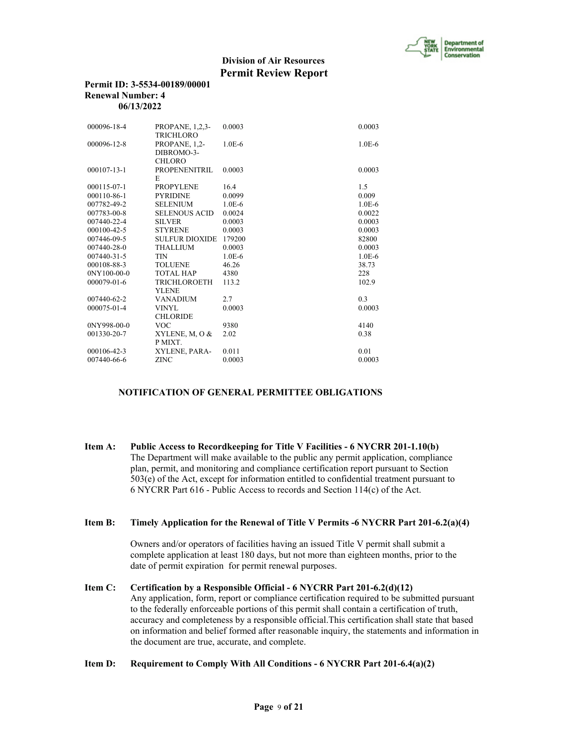| | | | |
|---|---|---|---|
| 000096-18-4 | PROPANE, 1,2,3-TRICHLORO | 0.0003 | 0.0003 |
| 000096-12-8 | PROPANE, 1,2-DIBROMO-3-CHLORO | 1.0E-6 | 1.0E-6 |
| 000107-13-1 | PROPENENITRILE | 0.0003 | 0.0003 |
| 000115-07-1 | PROPYLENE | 16.4 | 1.5 |
| 000110-86-1 | PYRIDINE | 0.0099 | 0.009 |
| 007782-49-2 | SELENIUM | 1.0E-6 | 1.0E-6 |
| 007783-00-8 | SELENOUS ACID | 0.0024 | 0.0022 |
| 007440-22-4 | SILVER | 0.0003 | 0.0003 |
| 000100-42-5 | STYRENE | 0.0003 | 0.0003 |
| 007446-09-5 | SULFUR DIOXIDE | 179200 | 82800 |
| 007440-28-0 | THALLIUM | 0.0003 | 0.0003 |
| 007440-31-5 | TIN | 1.0E-6 | 1.0E-6 |
| 000108-88-3 | TOLUENE | 46.26 | 38.73 |
| 0NY100-00-0 | TOTAL HAP | 4380 | 228 |
| 000079-01-6 | TRICHLOROETHYLENE | 113.2 | 102.9 |
| 007440-62-2 | VANADIUM | 2.7 | 0.3 |
| 000075-01-4 | VINYL CHLORIDE | 0.0003 | 0.0003 |
| 0NY998-00-0 | VOC | 9380 | 4140 |
| 001330-20-7 | XYLENE, M, O & P MIXT. | 2.02 | 0.38 |
| 000106-42-3 | XYLENE, PARA- | 0.011 | 0.01 |
| 007440-66-6 | ZINC | 0.0003 | 0.0003 |

## NOTIFICATION OF GENERAL PERMITTEE OBLIGATIONS

**Item A: Public Access to Recordkeeping for Title V Facilities - 6 NYCRR 201-1.10(b)**
The Department will make available to the public any permit application, compliance plan, permit, and monitoring and compliance certification report pursuant to Section 503(e) of the Act, except for information entitled to confidential treatment pursuant to 6 NYCRR Part 616 - Public Access to records and Section 114(c) of the Act.

**Item B: Timely Application for the Renewal of Title V Permits -6 NYCRR Part 201-6.2(a)(4)**

Owners and/or operators of facilities having an issued Title V permit shall submit a complete application at least 180 days, but not more than eighteen months, prior to the date of permit expiration for permit renewal purposes.

**Item C: Certification by a Responsible Official - 6 NYCRR Part 201-6.2(d)(12)**
Any application, form, report or compliance certification required to be submitted pursuant to the federally enforceable portions of this permit shall contain a certification of truth, accuracy and completeness by a responsible official.This certification shall state that based on information and belief formed after reasonable inquiry, the statements and information in the document are true, accurate, and complete.

**Item D: Requirement to Comply With All Conditions - 6 NYCRR Part 201-6.4(a)(2)**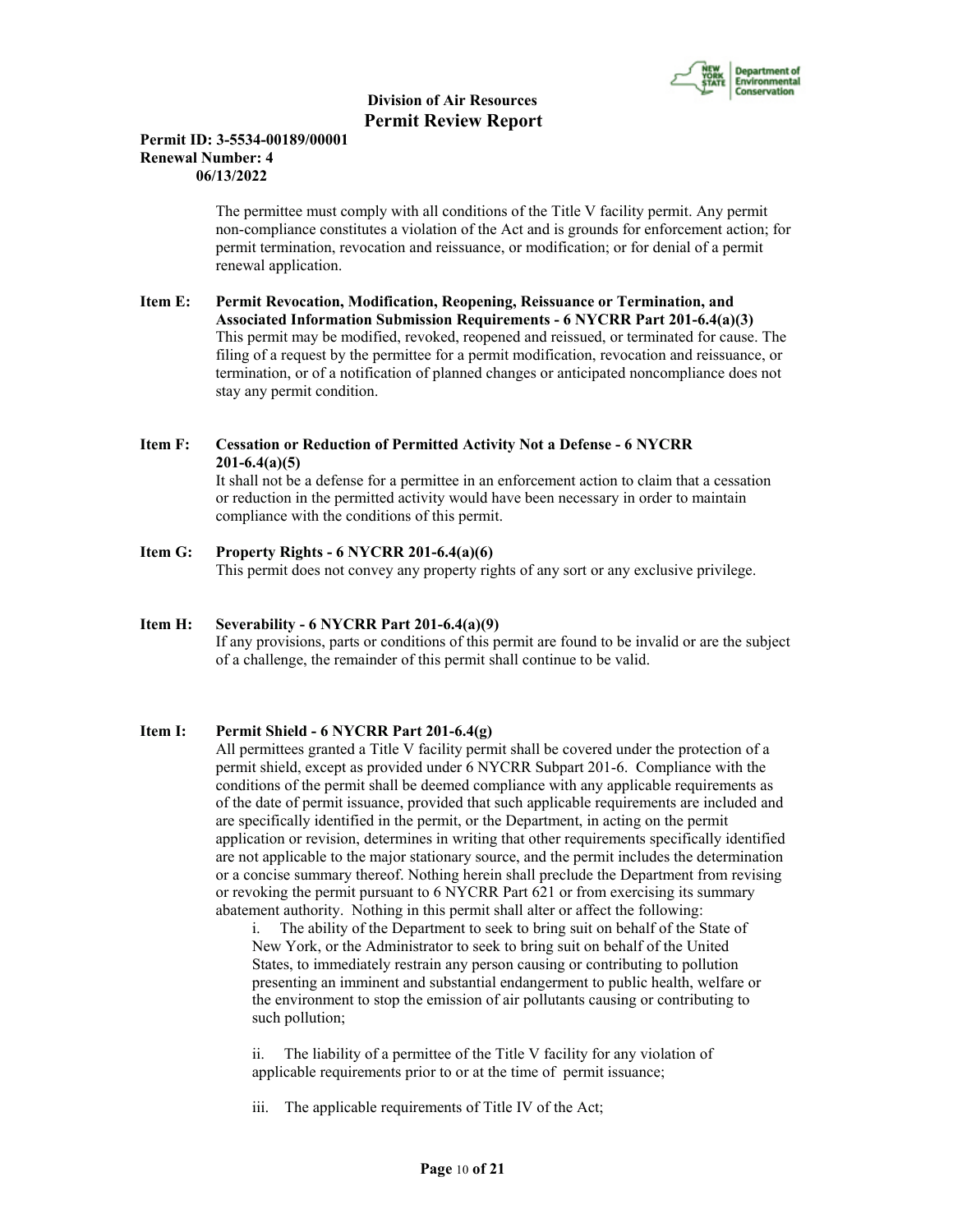The permittee must comply with all conditions of the Title V facility permit. Any permit non-compliance constitutes a violation of the Act and is grounds for enforcement action; for permit termination, revocation and reissuance, or modification; or for denial of a permit renewal application.

**Item E: Permit Revocation, Modification, Reopening, Reissuance or Termination, and Associated Information Submission Requirements - 6 NYCRR Part 201-6.4(a)(3)**
This permit may be modified, revoked, reopened and reissued, or terminated for cause. The filing of a request by the permittee for a permit modification, revocation and reissuance, or termination, or of a notification of planned changes or anticipated noncompliance does not stay any permit condition.

**Item F: Cessation or Reduction of Permitted Activity Not a Defense - 6 NYCRR 201-6.4(a)(5)**
It shall not be a defense for a permittee in an enforcement action to claim that a cessation or reduction in the permitted activity would have been necessary in order to maintain compliance with the conditions of this permit.

**Item G: Property Rights - 6 NYCRR 201-6.4(a)(6)**
This permit does not convey any property rights of any sort or any exclusive privilege.

**Item H: Severability - 6 NYCRR Part 201-6.4(a)(9)**
If any provisions, parts or conditions of this permit are found to be invalid or are the subject of a challenge, the remainder of this permit shall continue to be valid.

**Item I: Permit Shield - 6 NYCRR Part 201-6.4(g)**
All permittees granted a Title V facility permit shall be covered under the protection of a permit shield, except as provided under 6 NYCRR Subpart 201-6. Compliance with the conditions of the permit shall be deemed compliance with any applicable requirements as of the date of permit issuance, provided that such applicable requirements are included and are specifically identified in the permit, or the Department, in acting on the permit application or revision, determines in writing that other requirements specifically identified are not applicable to the major stationary source, and the permit includes the determination or a concise summary thereof. Nothing herein shall preclude the Department from revising or revoking the permit pursuant to 6 NYCRR Part 621 or from exercising its summary abatement authority. Nothing in this permit shall alter or affect the following:

i. The ability of the Department to seek to bring suit on behalf of the State of New York, or the Administrator to seek to bring suit on behalf of the United States, to immediately restrain any person causing or contributing to pollution presenting an imminent and substantial endangerment to public health, welfare or the environment to stop the emission of air pollutants causing or contributing to such pollution;

ii. The liability of a permittee of the Title V facility for any violation of applicable requirements prior to or at the time of permit issuance;

iii. The applicable requirements of Title IV of the Act;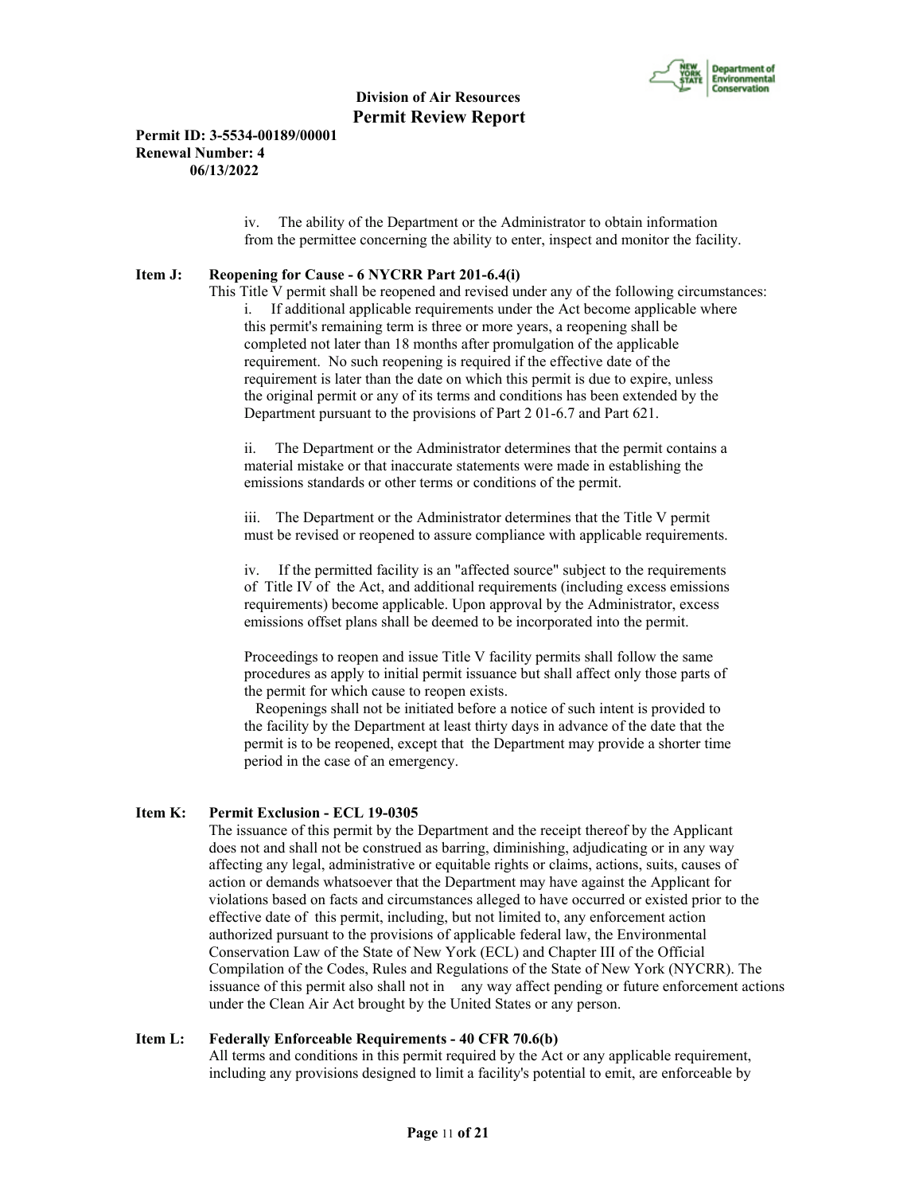iv. The ability of the Department or the Administrator to obtain information from the permittee concerning the ability to enter, inspect and monitor the facility.

**Item J: Reopening for Cause - 6 NYCRR Part 201-6.4(i)**

This Title V permit shall be reopened and revised under any of the following circumstances:

i. If additional applicable requirements under the Act become applicable where this permit's remaining term is three or more years, a reopening shall be completed not later than 18 months after promulgation of the applicable requirement. No such reopening is required if the effective date of the requirement is later than the date on which this permit is due to expire, unless the original permit or any of its terms and conditions has been extended by the Department pursuant to the provisions of Part 2 01-6.7 and Part 621.

ii. The Department or the Administrator determines that the permit contains a material mistake or that inaccurate statements were made in establishing the emissions standards or other terms or conditions of the permit.

iii. The Department or the Administrator determines that the Title V permit must be revised or reopened to assure compliance with applicable requirements.

iv. If the permitted facility is an "affected source" subject to the requirements of Title IV of the Act, and additional requirements (including excess emissions requirements) become applicable. Upon approval by the Administrator, excess emissions offset plans shall be deemed to be incorporated into the permit.

Proceedings to reopen and issue Title V facility permits shall follow the same procedures as apply to initial permit issuance but shall affect only those parts of the permit for which cause to reopen exists.

Reopenings shall not be initiated before a notice of such intent is provided to the facility by the Department at least thirty days in advance of the date that the permit is to be reopened, except that the Department may provide a shorter time period in the case of an emergency.

**Item K: Permit Exclusion - ECL 19-0305**

The issuance of this permit by the Department and the receipt thereof by the Applicant does not and shall not be construed as barring, diminishing, adjudicating or in any way affecting any legal, administrative or equitable rights or claims, actions, suits, causes of action or demands whatsoever that the Department may have against the Applicant for violations based on facts and circumstances alleged to have occurred or existed prior to the effective date of this permit, including, but not limited to, any enforcement action authorized pursuant to the provisions of applicable federal law, the Environmental Conservation Law of the State of New York (ECL) and Chapter III of the Official Compilation of the Codes, Rules and Regulations of the State of New York (NYCRR). The issuance of this permit also shall not in any way affect pending or future enforcement actions under the Clean Air Act brought by the United States or any person.

**Item L: Federally Enforceable Requirements - 40 CFR 70.6(b)**

All terms and conditions in this permit required by the Act or any applicable requirement, including any provisions designed to limit a facility's potential to emit, are enforceable by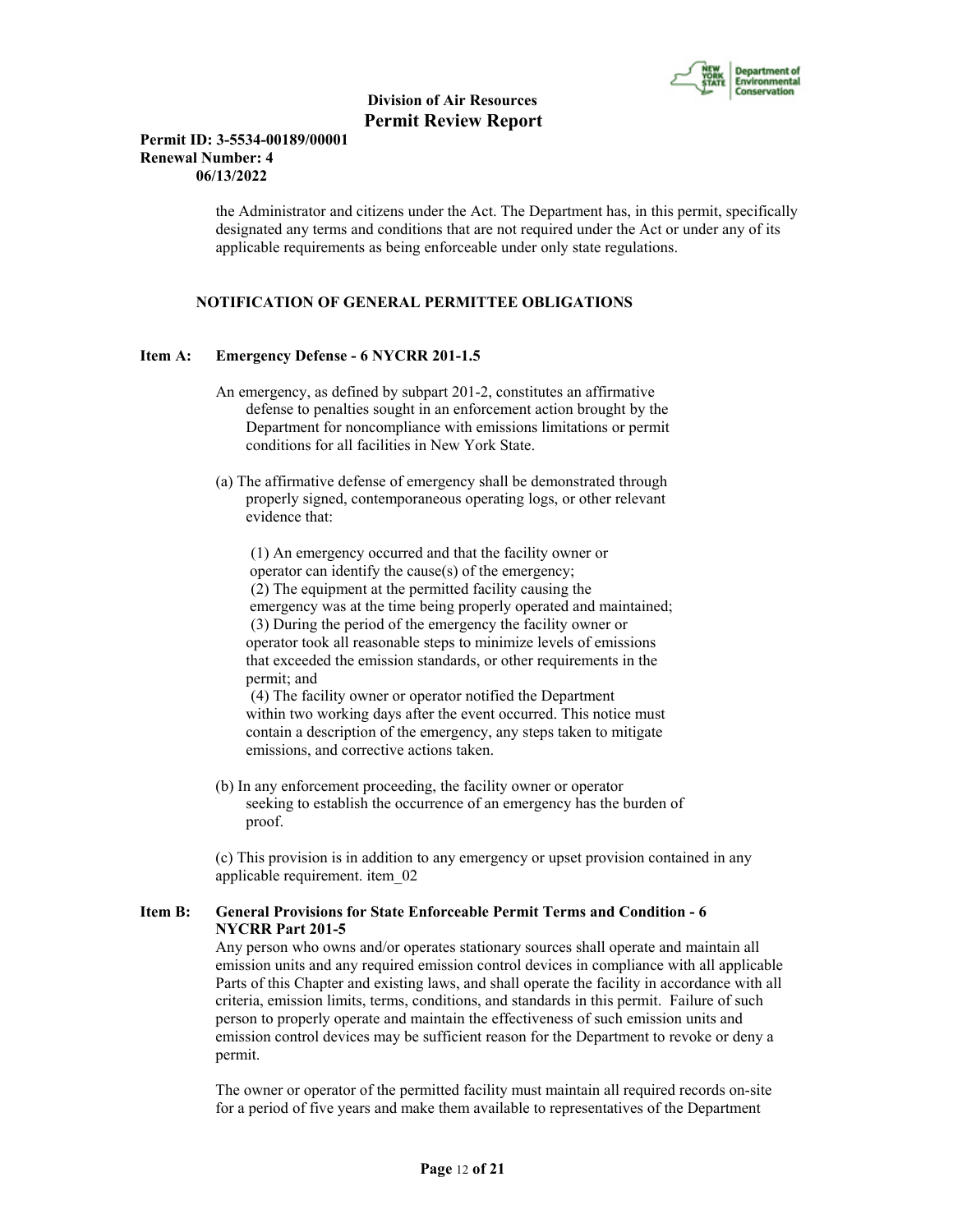the Administrator and citizens under the Act. The Department has, in this permit, specifically designated any terms and conditions that are not required under the Act or under any of its applicable requirements as being enforceable under only state regulations.

**NOTIFICATION OF GENERAL PERMITTEE OBLIGATIONS**

**Item A: Emergency Defense - 6 NYCRR 201-1.5**

An emergency, as defined by subpart 201-2, constitutes an affirmative defense to penalties sought in an enforcement action brought by the Department for noncompliance with emissions limitations or permit conditions for all facilities in New York State.

(a) The affirmative defense of emergency shall be demonstrated through properly signed, contemporaneous operating logs, or other relevant evidence that:

(1) An emergency occurred and that the facility owner or operator can identify the cause(s) of the emergency;
(2) The equipment at the permitted facility causing the emergency was at the time being properly operated and maintained;
(3) During the period of the emergency the facility owner or operator took all reasonable steps to minimize levels of emissions that exceeded the emission standards, or other requirements in the permit; and
(4) The facility owner or operator notified the Department within two working days after the event occurred. This notice must contain a description of the emergency, any steps taken to mitigate emissions, and corrective actions taken.

(b) In any enforcement proceeding, the facility owner or operator seeking to establish the occurrence of an emergency has the burden of proof.

(c) This provision is in addition to any emergency or upset provision contained in any applicable requirement. item_02

**Item B: General Provisions for State Enforceable Permit Terms and Condition - 6 NYCRR Part 201-5**

Any person who owns and/or operates stationary sources shall operate and maintain all emission units and any required emission control devices in compliance with all applicable Parts of this Chapter and existing laws, and shall operate the facility in accordance with all criteria, emission limits, terms, conditions, and standards in this permit. Failure of such person to properly operate and maintain the effectiveness of such emission units and emission control devices may be sufficient reason for the Department to revoke or deny a permit.

The owner or operator of the permitted facility must maintain all required records on-site for a period of five years and make them available to representatives of the Department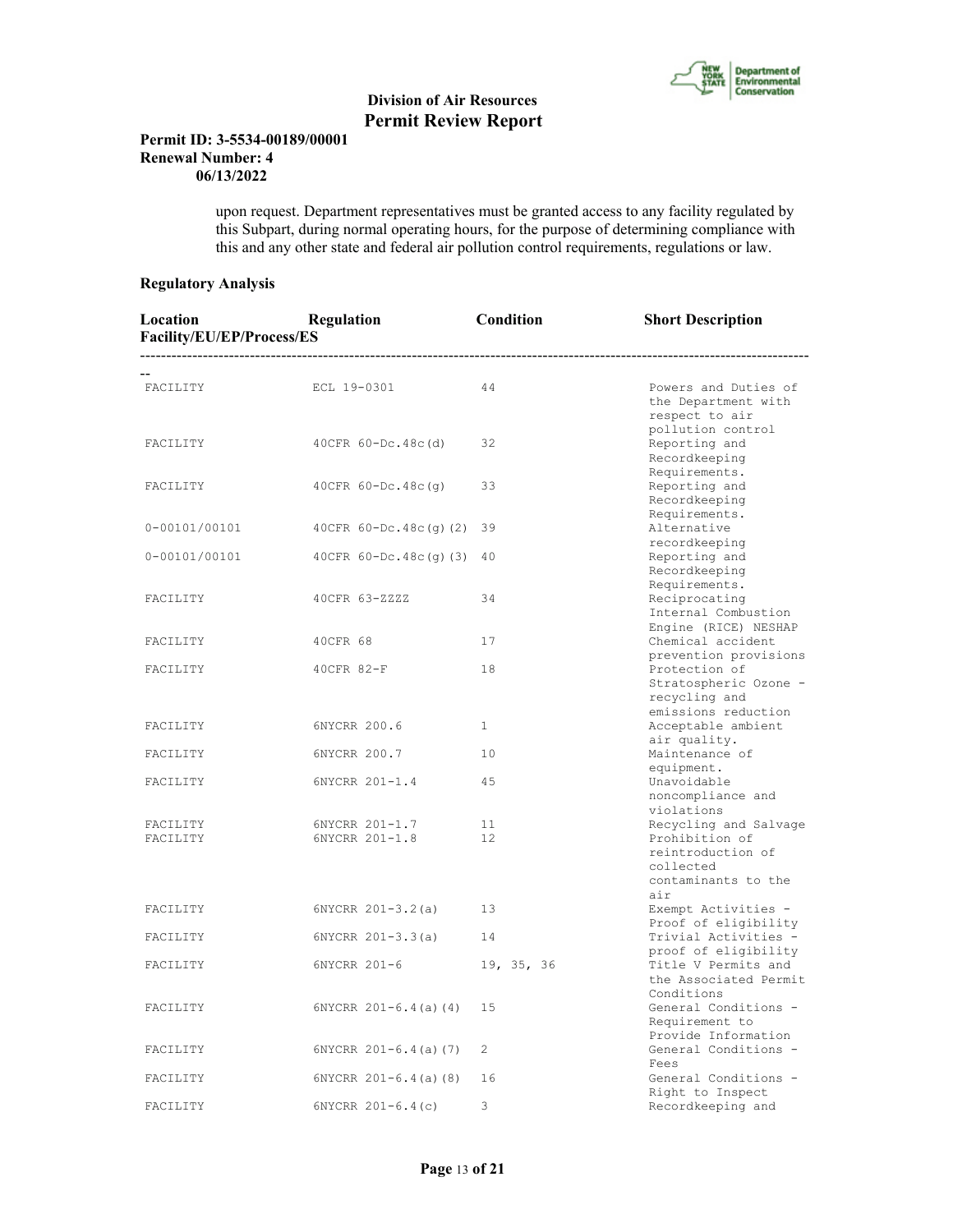upon request. Department representatives must be granted access to any facility regulated by this Subpart, during normal operating hours, for the purpose of determining compliance with this and any other state and federal air pollution control requirements, regulations or law.

**Regulatory Analysis**

| Location Facility/EU/EP/Process/ES | Regulation | Condition | Short Description |
|---|---|---|---|
| FACILITY | ECL 19-0301 | 44 | Powers and Duties of the Department with respect to air pollution control |
| FACILITY | 40CFR 60-Dc.48c(d) | 32 | Reporting and Recordkeeping Requirements. |
| FACILITY | 40CFR 60-Dc.48c(g) | 33 | Reporting and Recordkeeping Requirements. |
| 0-00101/00101 | 40CFR 60-Dc.48c(g)(2) | 39 | Alternative recordkeeping |
| 0-00101/00101 | 40CFR 60-Dc.48c(g)(3) | 40 | Reporting and Recordkeeping Requirements. |
| FACILITY | 40CFR 63-ZZZZ | 34 | Reciprocating Internal Combustion Engine (RICE) NESHAP |
| FACILITY | 40CFR 68 | 17 | Chemical accident prevention provisions |
| FACILITY | 40CFR 82-F | 18 | Protection of Stratospheric Ozone - recycling and emissions reduction |
| FACILITY | 6NYCRR 200.6 | 1 | Acceptable ambient air quality. |
| FACILITY | 6NYCRR 200.7 | 10 | Maintenance of equipment. |
| FACILITY | 6NYCRR 201-1.4 | 45 | Unavoidable noncompliance and violations |
| FACILITY | 6NYCRR 201-1.7 | 11 | Recycling and Salvage |
| FACILITY | 6NYCRR 201-1.8 | 12 | Prohibition of reintroduction of collected contaminants to the air |
| FACILITY | 6NYCRR 201-3.2(a) | 13 | Exempt Activities - Proof of eligibility |
| FACILITY | 6NYCRR 201-3.3(a) | 14 | Trivial Activities - proof of eligibility |
| FACILITY | 6NYCRR 201-6 | 19, 35, 36 | Title V Permits and the Associated Permit Conditions |
| FACILITY | 6NYCRR 201-6.4(a)(4) | 15 | General Conditions - Requirement to Provide Information |
| FACILITY | 6NYCRR 201-6.4(a)(7) | 2 | General Conditions - Fees |
| FACILITY | 6NYCRR 201-6.4(a)(8) | 16 | General Conditions - Right to Inspect |
| FACILITY | 6NYCRR 201-6.4(c) | 3 | Recordkeeping and |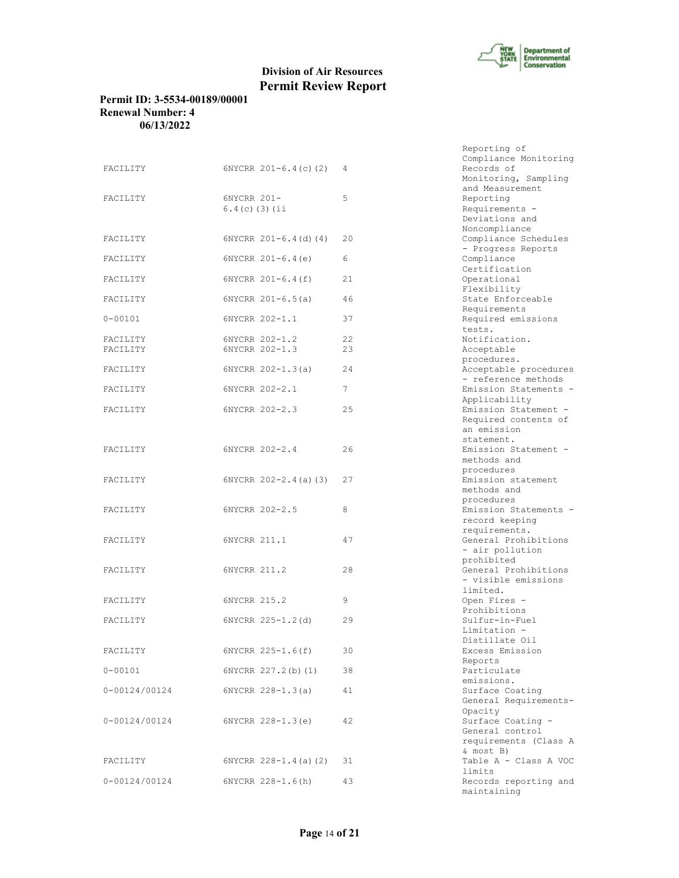**Division of Air Resources**
**Permit Review Report**

**Permit ID: 3-5534-00189/00001**
**Renewal Number: 4**
**06/13/2022**

| | | | |
|---|---|---|---|
| | | | Reporting of Compliance Monitoring |
| FACILITY | 6NYCRR 201-6.4(c)(2) | 4 | Records of Monitoring, Sampling and Measurement |
| FACILITY | 6NYCRR 201-6.4(c)(3)(ii | 5 | Reporting Requirements - Deviations and Noncompliance |
| FACILITY | 6NYCRR 201-6.4(d)(4) | 20 | Compliance Schedules - Progress Reports |
| FACILITY | 6NYCRR 201-6.4(e) | 6 | Compliance Certification |
| FACILITY | 6NYCRR 201-6.4(f) | 21 | Operational Flexibility |
| FACILITY | 6NYCRR 201-6.5(a) | 46 | State Enforceable Requirements |
| 0-00101 | 6NYCRR 202-1.1 | 37 | Required emissions tests. |
| FACILITY | 6NYCRR 202-1.2 | 22 | Notification. |
| FACILITY | 6NYCRR 202-1.3 | 23 | Acceptable procedures. |
| FACILITY | 6NYCRR 202-1.3(a) | 24 | Acceptable procedures - reference methods |
| FACILITY | 6NYCRR 202-2.1 | 7 | Emission Statements - Applicability |
| FACILITY | 6NYCRR 202-2.3 | 25 | Emission Statement - Required contents of an emission statement. |
| FACILITY | 6NYCRR 202-2.4 | 26 | Emission Statement - methods and procedures |
| FACILITY | 6NYCRR 202-2.4(a)(3) | 27 | Emission statement methods and procedures |
| FACILITY | 6NYCRR 202-2.5 | 8 | Emission Statements - record keeping requirements. |
| FACILITY | 6NYCRR 211.1 | 47 | General Prohibitions - air pollution prohibited |
| FACILITY | 6NYCRR 211.2 | 28 | General Prohibitions - visible emissions limited. |
| FACILITY | 6NYCRR 215.2 | 9 | Open Fires - Prohibitions |
| FACILITY | 6NYCRR 225-1.2(d) | 29 | Sulfur-in-Fuel Limitation - Distillate Oil |
| FACILITY | 6NYCRR 225-1.6(f) | 30 | Excess Emission Reports |
| 0-00101 | 6NYCRR 227.2(b)(1) | 38 | Particulate emissions. |
| 0-00124/00124 | 6NYCRR 228-1.3(a) | 41 | Surface Coating General Requirements-Opacity |
| 0-00124/00124 | 6NYCRR 228-1.3(e) | 42 | Surface Coating - General control requirements (Class A & most B) |
| FACILITY | 6NYCRR 228-1.4(a)(2) | 31 | Table A - Class A VOC limits |
| 0-00124/00124 | 6NYCRR 228-1.6(h) | 43 | Records reporting and maintaining |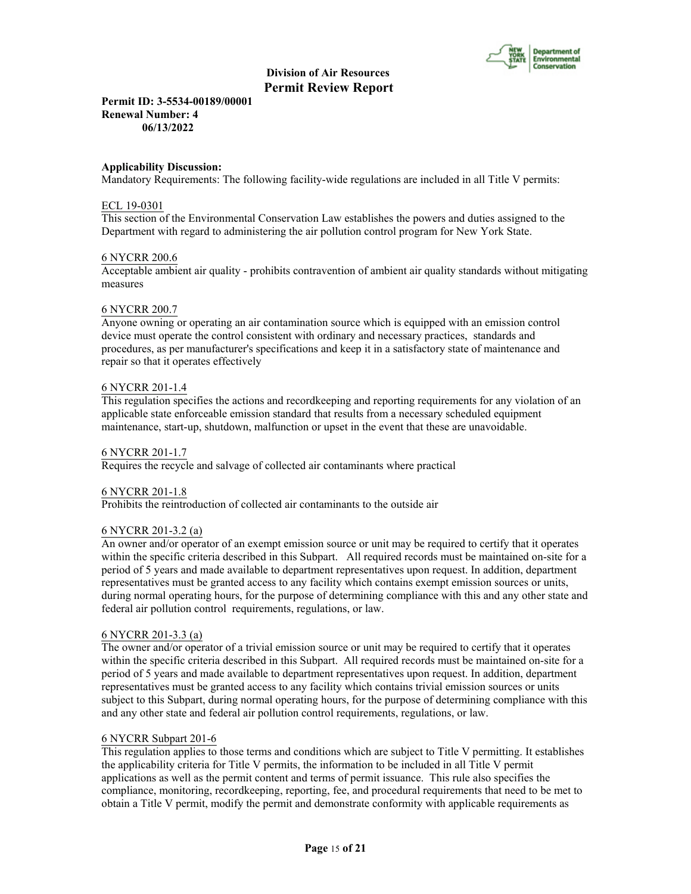**Applicability Discussion:**

Mandatory Requirements: The following facility-wide regulations are included in all Title V permits:

ECL 19-0301

This section of the Environmental Conservation Law establishes the powers and duties assigned to the Department with regard to administering the air pollution control program for New York State.

6 NYCRR 200.6

Acceptable ambient air quality - prohibits contravention of ambient air quality standards without mitigating measures

6 NYCRR 200.7

Anyone owning or operating an air contamination source which is equipped with an emission control device must operate the control consistent with ordinary and necessary practices, standards and procedures, as per manufacturer's specifications and keep it in a satisfactory state of maintenance and repair so that it operates effectively

6 NYCRR 201-1.4

This regulation specifies the actions and recordkeeping and reporting requirements for any violation of an applicable state enforceable emission standard that results from a necessary scheduled equipment maintenance, start-up, shutdown, malfunction or upset in the event that these are unavoidable.

6 NYCRR 201-1.7

Requires the recycle and salvage of collected air contaminants where practical

6 NYCRR 201-1.8

Prohibits the reintroduction of collected air contaminants to the outside air

6 NYCRR 201-3.2 (a)

An owner and/or operator of an exempt emission source or unit may be required to certify that it operates within the specific criteria described in this Subpart. All required records must be maintained on-site for a period of 5 years and made available to department representatives upon request. In addition, department representatives must be granted access to any facility which contains exempt emission sources or units, during normal operating hours, for the purpose of determining compliance with this and any other state and federal air pollution control requirements, regulations, or law.

6 NYCRR 201-3.3 (a)

The owner and/or operator of a trivial emission source or unit may be required to certify that it operates within the specific criteria described in this Subpart. All required records must be maintained on-site for a period of 5 years and made available to department representatives upon request. In addition, department representatives must be granted access to any facility which contains trivial emission sources or units subject to this Subpart, during normal operating hours, for the purpose of determining compliance with this and any other state and federal air pollution control requirements, regulations, or law.

6 NYCRR Subpart 201-6

This regulation applies to those terms and conditions which are subject to Title V permitting. It establishes the applicability criteria for Title V permits, the information to be included in all Title V permit applications as well as the permit content and terms of permit issuance. This rule also specifies the compliance, monitoring, recordkeeping, reporting, fee, and procedural requirements that need to be met to obtain a Title V permit, modify the permit and demonstrate conformity with applicable requirements as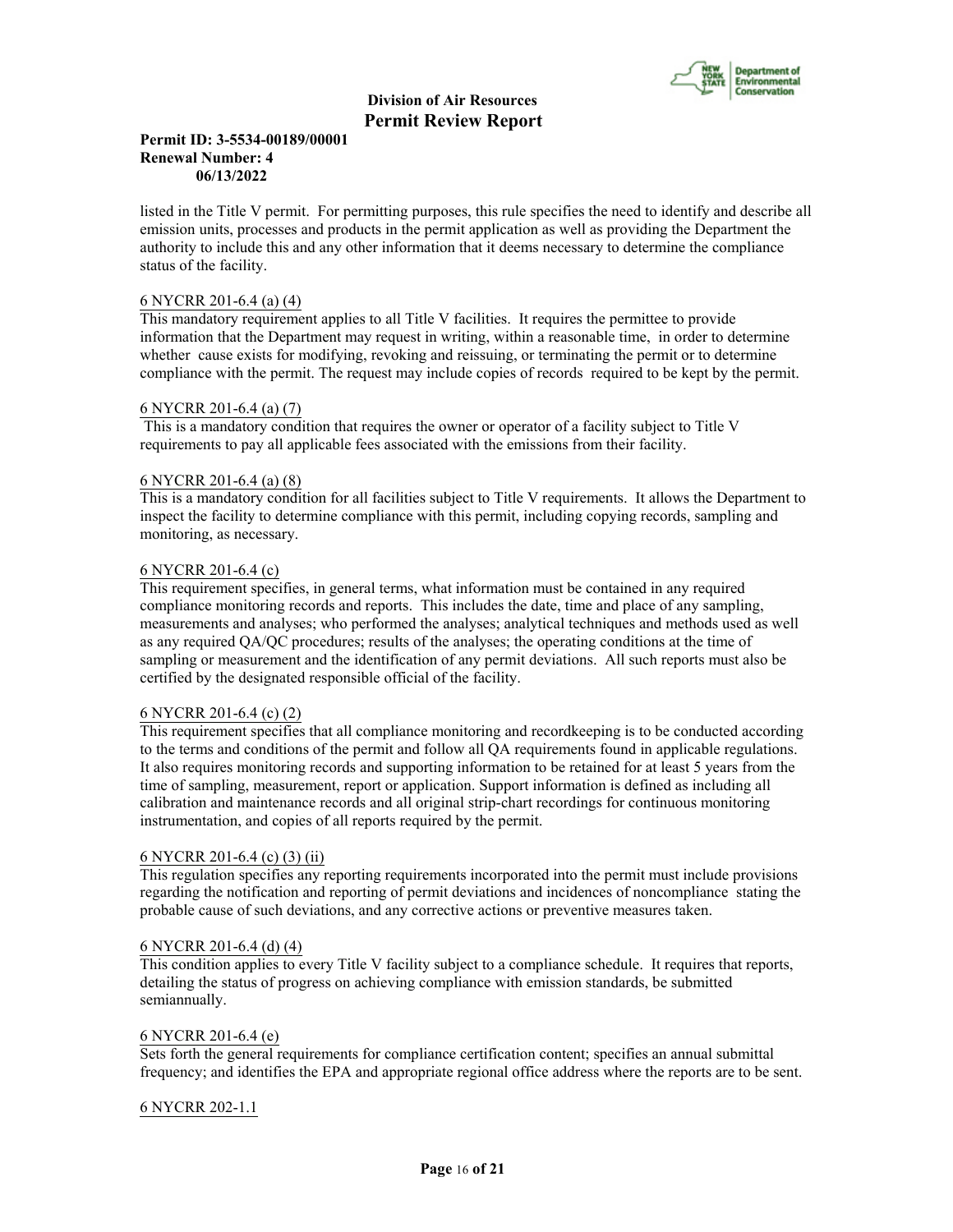listed in the Title V permit. For permitting purposes, this rule specifies the need to identify and describe all emission units, processes and products in the permit application as well as providing the Department the authority to include this and any other information that it deems necessary to determine the compliance status of the facility.

6 NYCRR 201-6.4 (a) (4)
This mandatory requirement applies to all Title V facilities. It requires the permittee to provide information that the Department may request in writing, within a reasonable time, in order to determine whether cause exists for modifying, revoking and reissuing, or terminating the permit or to determine compliance with the permit. The request may include copies of records required to be kept by the permit.

6 NYCRR 201-6.4 (a) (7)
This is a mandatory condition that requires the owner or operator of a facility subject to Title V requirements to pay all applicable fees associated with the emissions from their facility.

6 NYCRR 201-6.4 (a) (8)
This is a mandatory condition for all facilities subject to Title V requirements. It allows the Department to inspect the facility to determine compliance with this permit, including copying records, sampling and monitoring, as necessary.

6 NYCRR 201-6.4 (c)
This requirement specifies, in general terms, what information must be contained in any required compliance monitoring records and reports. This includes the date, time and place of any sampling, measurements and analyses; who performed the analyses; analytical techniques and methods used as well as any required QA/QC procedures; results of the analyses; the operating conditions at the time of sampling or measurement and the identification of any permit deviations. All such reports must also be certified by the designated responsible official of the facility.

6 NYCRR 201-6.4 (c) (2)
This requirement specifies that all compliance monitoring and recordkeeping is to be conducted according to the terms and conditions of the permit and follow all QA requirements found in applicable regulations. It also requires monitoring records and supporting information to be retained for at least 5 years from the time of sampling, measurement, report or application. Support information is defined as including all calibration and maintenance records and all original strip-chart recordings for continuous monitoring instrumentation, and copies of all reports required by the permit.

6 NYCRR 201-6.4 (c) (3) (ii)
This regulation specifies any reporting requirements incorporated into the permit must include provisions regarding the notification and reporting of permit deviations and incidences of noncompliance stating the probable cause of such deviations, and any corrective actions or preventive measures taken.

6 NYCRR 201-6.4 (d) (4)
This condition applies to every Title V facility subject to a compliance schedule. It requires that reports, detailing the status of progress on achieving compliance with emission standards, be submitted semiannually.

6 NYCRR 201-6.4 (e)
Sets forth the general requirements for compliance certification content; specifies an annual submittal frequency; and identifies the EPA and appropriate regional office address where the reports are to be sent.

6 NYCRR 202-1.1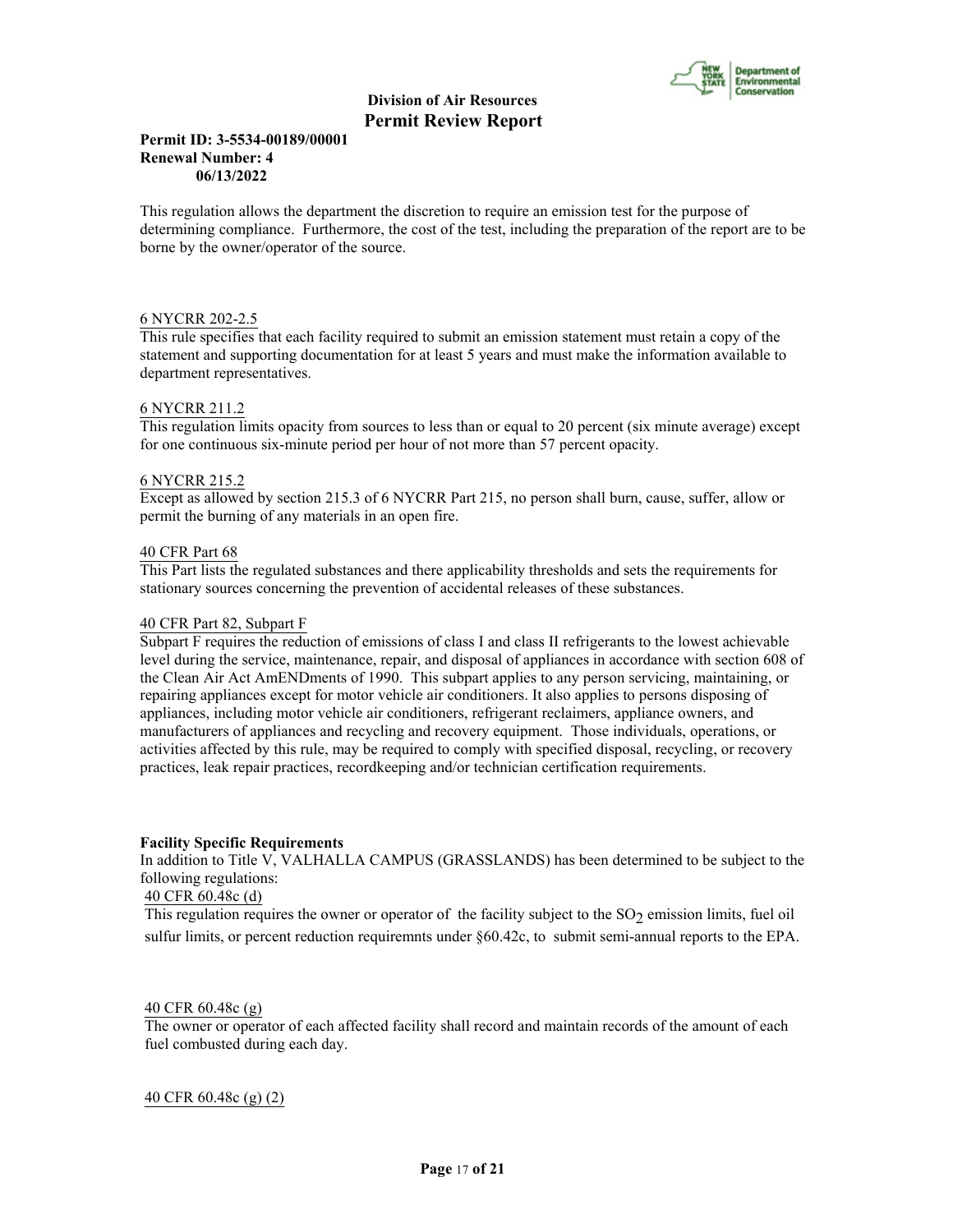This regulation allows the department the discretion to require an emission test for the purpose of determining compliance. Furthermore, the cost of the test, including the preparation of the report are to be borne by the owner/operator of the source.

6 NYCRR 202-2.5

This rule specifies that each facility required to submit an emission statement must retain a copy of the statement and supporting documentation for at least 5 years and must make the information available to department representatives.

6 NYCRR 211.2

This regulation limits opacity from sources to less than or equal to 20 percent (six minute average) except for one continuous six-minute period per hour of not more than 57 percent opacity.

6 NYCRR 215.2

Except as allowed by section 215.3 of 6 NYCRR Part 215, no person shall burn, cause, suffer, allow or permit the burning of any materials in an open fire.

40 CFR Part 68

This Part lists the regulated substances and there applicability thresholds and sets the requirements for stationary sources concerning the prevention of accidental releases of these substances.

40 CFR Part 82, Subpart F

Subpart F requires the reduction of emissions of class I and class II refrigerants to the lowest achievable level during the service, maintenance, repair, and disposal of appliances in accordance with section 608 of the Clean Air Act AmENDments of 1990. This subpart applies to any person servicing, maintaining, or repairing appliances except for motor vehicle air conditioners. It also applies to persons disposing of appliances, including motor vehicle air conditioners, refrigerant reclaimers, appliance owners, and manufacturers of appliances and recycling and recovery equipment. Those individuals, operations, or activities affected by this rule, may be required to comply with specified disposal, recycling, or recovery practices, leak repair practices, recordkeeping and/or technician certification requirements.

**Facility Specific Requirements**

In addition to Title V, VALHALLA CAMPUS (GRASSLANDS) has been determined to be subject to the following regulations:

40 CFR 60.48c (d)

This regulation requires the owner or operator of the facility subject to the $SO_2$ emission limits, fuel oil sulfur limits, or percent reduction requiremnts under §60.42c, to submit semi-annual reports to the EPA.

40 CFR 60.48c (g)

The owner or operator of each affected facility shall record and maintain records of the amount of each fuel combusted during each day.

40 CFR 60.48c (g) (2)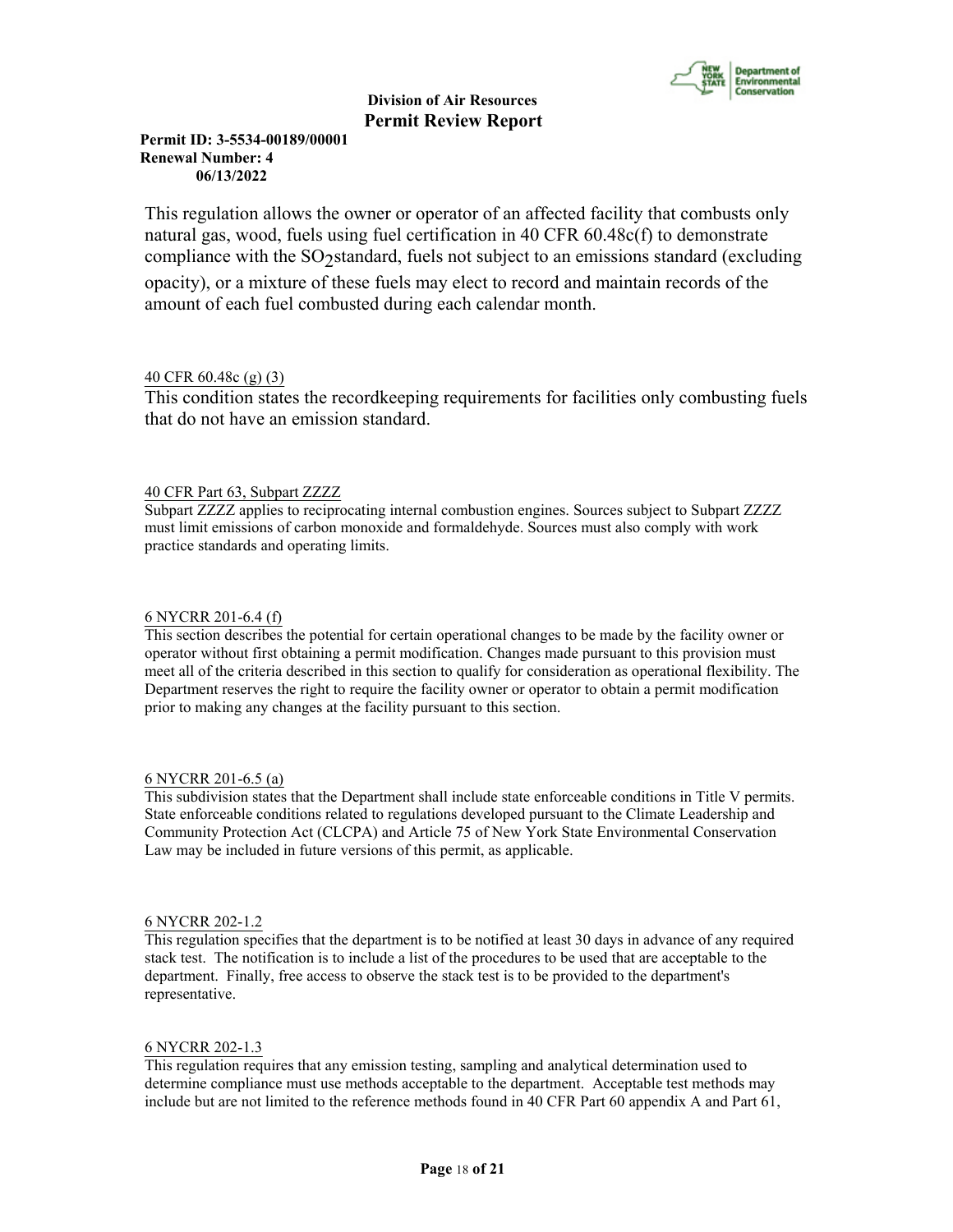This regulation allows the owner or operator of an affected facility that combusts only natural gas, wood, fuels using fuel certification in 40 CFR 60.48c(f) to demonstrate compliance with the $SO_2$ standard, fuels not subject to an emissions standard (excluding opacity), or a mixture of these fuels may elect to record and maintain records of the amount of each fuel combusted during each calendar month.

40 CFR 60.48c (g) (3)

This condition states the recordkeeping requirements for facilities only combusting fuels that do not have an emission standard.

40 CFR Part 63, Subpart ZZZZ

Subpart ZZZZ applies to reciprocating internal combustion engines. Sources subject to Subpart ZZZZ must limit emissions of carbon monoxide and formaldehyde. Sources must also comply with work practice standards and operating limits.

6 NYCRR 201-6.4 (f)

This section describes the potential for certain operational changes to be made by the facility owner or operator without first obtaining a permit modification. Changes made pursuant to this provision must meet all of the criteria described in this section to qualify for consideration as operational flexibility. The Department reserves the right to require the facility owner or operator to obtain a permit modification prior to making any changes at the facility pursuant to this section.

6 NYCRR 201-6.5 (a)

This subdivision states that the Department shall include state enforceable conditions in Title V permits. State enforceable conditions related to regulations developed pursuant to the Climate Leadership and Community Protection Act (CLCPA) and Article 75 of New York State Environmental Conservation Law may be included in future versions of this permit, as applicable.

6 NYCRR 202-1.2

This regulation specifies that the department is to be notified at least 30 days in advance of any required stack test. The notification is to include a list of the procedures to be used that are acceptable to the department. Finally, free access to observe the stack test is to be provided to the department's representative.

6 NYCRR 202-1.3

This regulation requires that any emission testing, sampling and analytical determination used to determine compliance must use methods acceptable to the department. Acceptable test methods may include but are not limited to the reference methods found in 40 CFR Part 60 appendix A and Part 61,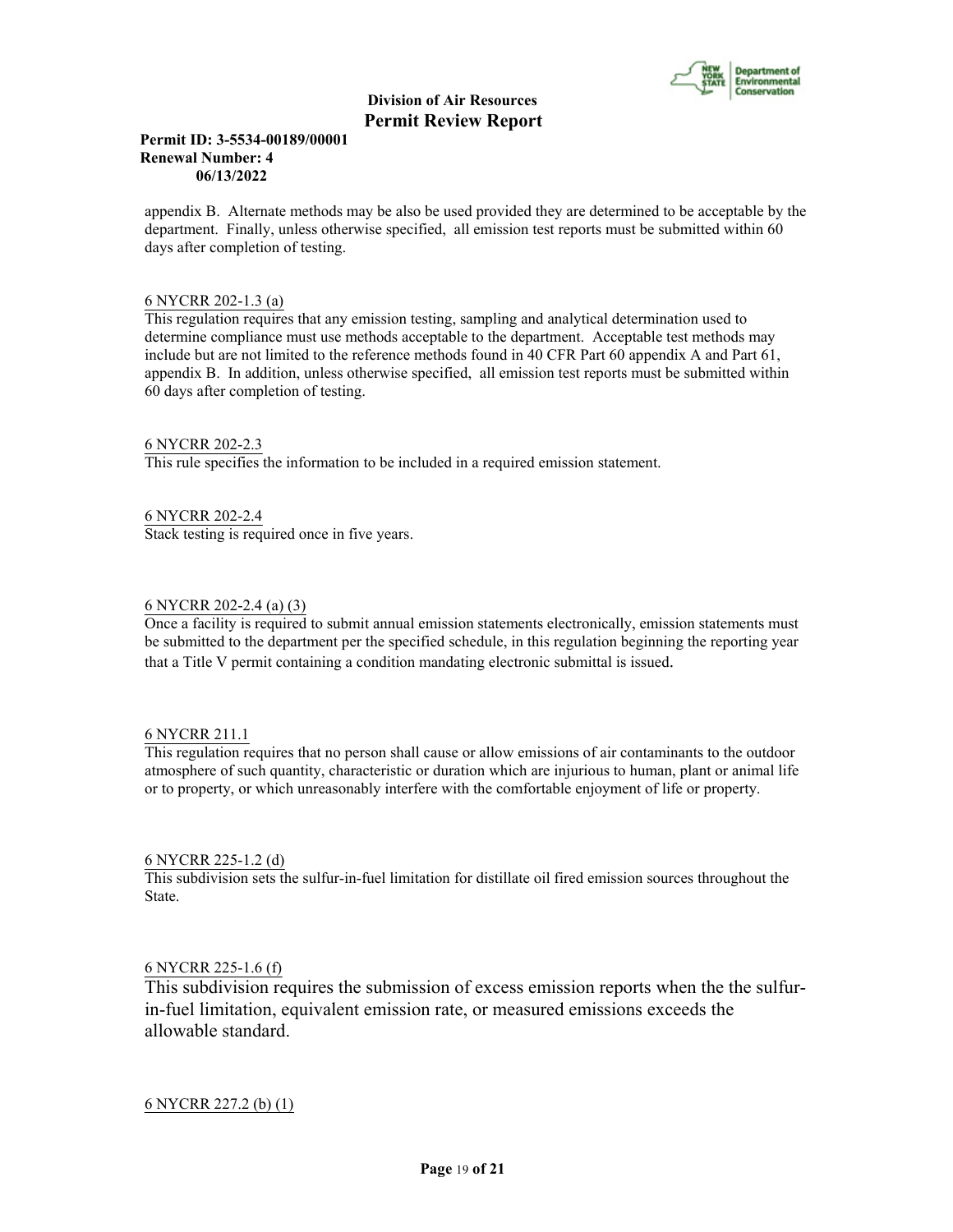appendix B. Alternate methods may be also be used provided they are determined to be acceptable by the department. Finally, unless otherwise specified, all emission test reports must be submitted within 60 days after completion of testing.

6 NYCRR 202-1.3 (a)
This regulation requires that any emission testing, sampling and analytical determination used to determine compliance must use methods acceptable to the department. Acceptable test methods may include but are not limited to the reference methods found in 40 CFR Part 60 appendix A and Part 61, appendix B. In addition, unless otherwise specified, all emission test reports must be submitted within 60 days after completion of testing.

6 NYCRR 202-2.3
This rule specifies the information to be included in a required emission statement.

6 NYCRR 202-2.4
Stack testing is required once in five years.

6 NYCRR 202-2.4 (a) (3)
Once a facility is required to submit annual emission statements electronically, emission statements must be submitted to the department per the specified schedule, in this regulation beginning the reporting year that a Title V permit containing a condition mandating electronic submittal is issued.

6 NYCRR 211.1
This regulation requires that no person shall cause or allow emissions of air contaminants to the outdoor atmosphere of such quantity, characteristic or duration which are injurious to human, plant or animal life or to property, or which unreasonably interfere with the comfortable enjoyment of life or property.

6 NYCRR 225-1.2 (d)
This subdivision sets the sulfur-in-fuel limitation for distillate oil fired emission sources throughout the State.

6 NYCRR 225-1.6 (f)
This subdivision requires the submission of excess emission reports when the the sulfur-in-fuel limitation, equivalent emission rate, or measured emissions exceeds the allowable standard.

6 NYCRR 227.2 (b) (1)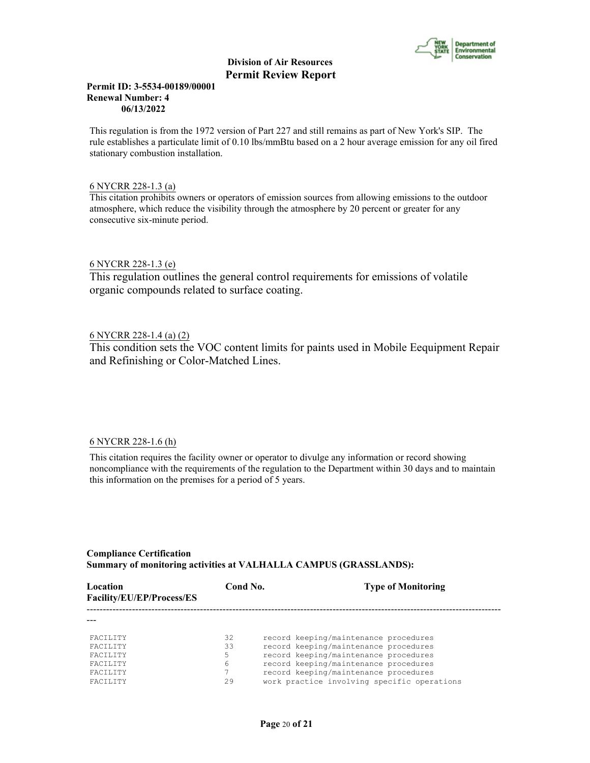This regulation is from the 1972 version of Part 227 and still remains as part of New York's SIP. The rule establishes a particulate limit of 0.10 lbs/mmBtu based on a 2 hour average emission for any oil fired stationary combustion installation.

6 NYCRR 228-1.3 (a)

This citation prohibits owners or operators of emission sources from allowing emissions to the outdoor atmosphere, which reduce the visibility through the atmosphere by 20 percent or greater for any consecutive six-minute period.

6 NYCRR 228-1.3 (e)

This regulation outlines the general control requirements for emissions of volatile organic compounds related to surface coating.

6 NYCRR 228-1.4 (a) (2)

This condition sets the VOC content limits for paints used in Mobile Eequipment Repair and Refinishing or Color-Matched Lines.

6 NYCRR 228-1.6 (h)

This citation requires the facility owner or operator to divulge any information or record showing noncompliance with the requirements of the regulation to the Department within 30 days and to maintain this information on the premises for a period of 5 years.

**Compliance Certification**
**Summary of monitoring activities at VALHALLA CAMPUS (GRASSLANDS):**

| Location Facility/EU/EP/Process/ES | Cond No. | Type of Monitoring |
|---|---|---|
| FACILITY | 32 | record keeping/maintenance procedures |
| FACILITY | 33 | record keeping/maintenance procedures |
| FACILITY | 5 | record keeping/maintenance procedures |
| FACILITY | 6 | record keeping/maintenance procedures |
| FACILITY | 7 | record keeping/maintenance procedures |
| FACILITY | 29 | work practice involving specific operations |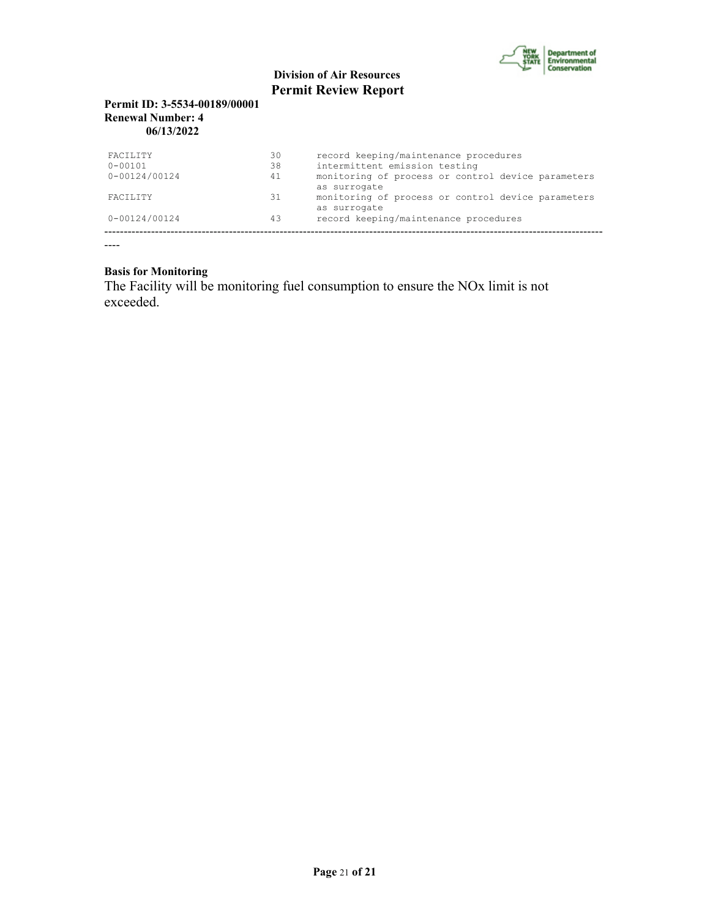| | | |
|---|---|---|
| FACILITY | 30 | record keeping/maintenance procedures |
| 0-00101 | 38 | intermittent emission testing |
| 0-00124/00124 | 41 | monitoring of process or control device parameters as surrogate |
| FACILITY | 31 | monitoring of process or control device parameters as surrogate |
| 0-00124/00124 | 43 | record keeping/maintenance procedures |

**Basis for Monitoring**

The Facility will be monitoring fuel consumption to ensure the NOx limit is not exceeded.